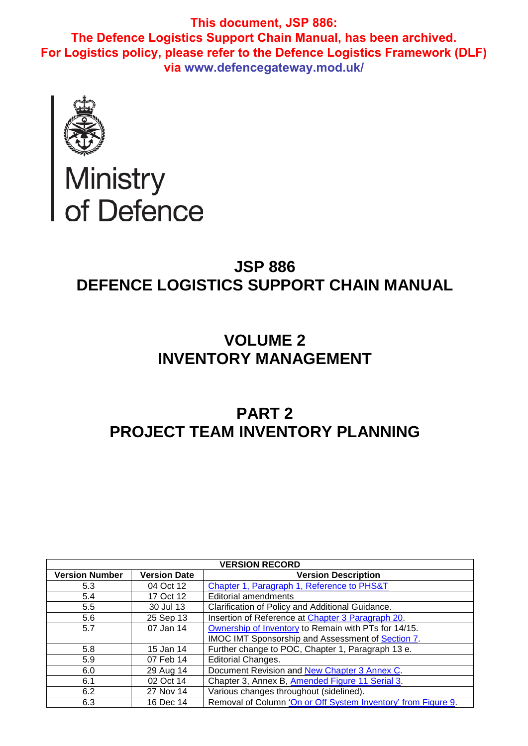**This document, JSP 886:**
**The Defence Logistics Support Chain Manual, has been archived.**
**For Logistics policy, please refer to the Defence Logistics Framework (DLF) via www.defencegateway.mod.uk/**

Ministry of Defence

# JSP 886
# DEFENCE LOGISTICS SUPPORT CHAIN MANUAL

## VOLUME 2
## INVENTORY MANAGEMENT

## PART 2
## PROJECT TEAM INVENTORY PLANNING

| VERSION RECORD | | |
|---|---|---|
| **Version Number** | **Version Date** | **Version Description** |
| 5.3 | 04 Oct 12 | Chapter 1, Paragraph 1, Reference to PHS&T |
| 5.4 | 17 Oct 12 | Editorial amendments |
| 5.5 | 30 Jul 13 | Clarification of Policy and Additional Guidance. |
| 5.6 | 25 Sep 13 | Insertion of Reference at Chapter 3 Paragraph 20. |
| 5.7 | 07 Jan 14 | Ownership of Inventory to Remain with PTs for 14/15. IMOC IMT Sponsorship and Assessment of Section 7. |
| 5.8 | 15 Jan 14 | Further change to POC, Chapter 1, Paragraph 13 e. |
| 5.9 | 07 Feb 14 | Editorial Changes. |
| 6.0 | 29 Aug 14 | Document Revision and New Chapter 3 Annex C. |
| 6.1 | 02 Oct 14 | Chapter 3, Annex B, Amended Figure 11 Serial 3. |
| 6.2 | 27 Nov 14 | Various changes throughout (sidelined). |
| 6.3 | 16 Dec 14 | Removal of Column 'On or Off System Inventory' from Figure 9. |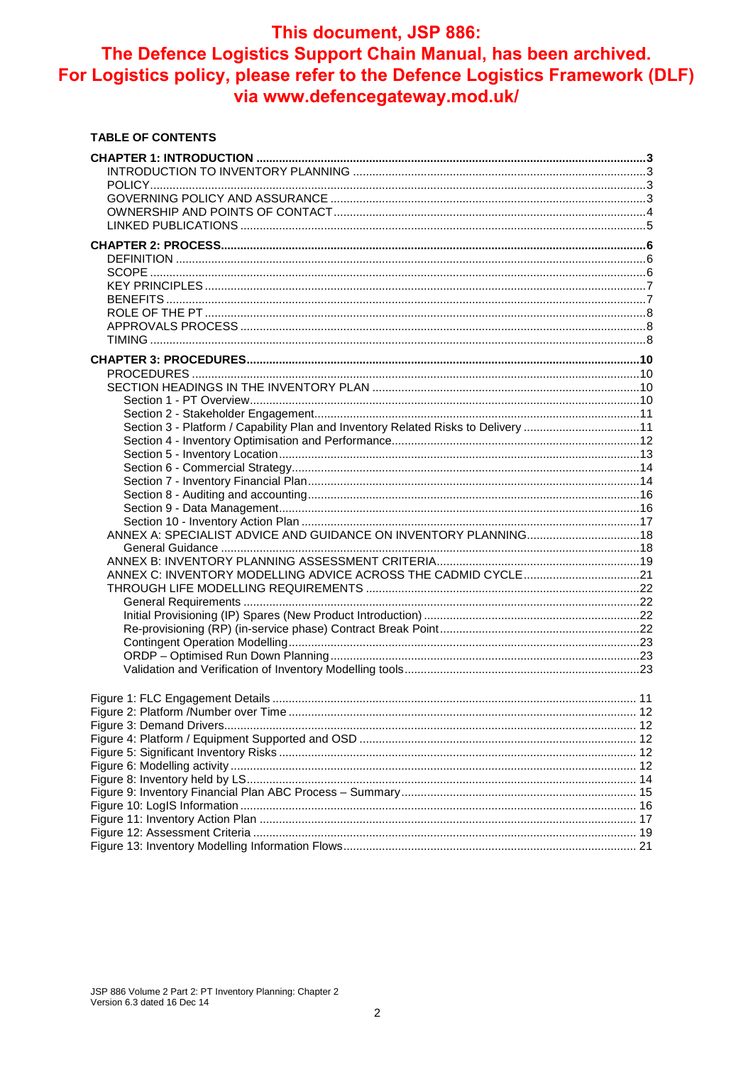**This document, JSP 886:**
**The Defence Logistics Support Chain Manual, has been archived.**
**For Logistics policy, please refer to the Defence Logistics Framework (DLF) via www.defencegateway.mod.uk/**

**TABLE OF CONTENTS**

**CHAPTER 1: INTRODUCTION .......... 3**
- INTRODUCTION TO INVENTORY PLANNING .......... 3
- POLICY .......... 3
- GOVERNING POLICY AND ASSURANCE .......... 3
- OWNERSHIP AND POINTS OF CONTACT .......... 4
- LINKED PUBLICATIONS .......... 5

**CHAPTER 2: PROCESS .......... 6**
- DEFINITION .......... 6
- SCOPE .......... 6
- KEY PRINCIPLES .......... 7
- BENEFITS .......... 7
- ROLE OF THE PT .......... 8
- APPROVALS PROCESS .......... 8
- TIMING .......... 8

**CHAPTER 3: PROCEDURES .......... 10**
- PROCEDURES .......... 10
- SECTION HEADINGS IN THE INVENTORY PLAN .......... 10
  - Section 1 - PT Overview .......... 10
  - Section 2 - Stakeholder Engagement .......... 11
  - Section 3 - Platform / Capability Plan and Inventory Related Risks to Delivery .......... 11
  - Section 4 - Inventory Optimisation and Performance .......... 12
  - Section 5 - Inventory Location .......... 13
  - Section 6 - Commercial Strategy .......... 14
  - Section 7 - Inventory Financial Plan .......... 14
  - Section 8 - Auditing and accounting .......... 16
  - Section 9 - Data Management .......... 16
  - Section 10 - Inventory Action Plan .......... 17
- ANNEX A: SPECIALIST ADVICE AND GUIDANCE ON INVENTORY PLANNING .......... 18
  - General Guidance .......... 18
- ANNEX B: INVENTORY PLANNING ASSESSMENT CRITERIA .......... 19
- ANNEX C: INVENTORY MODELLING ADVICE ACROSS THE CADMID CYCLE .......... 21
- THROUGH LIFE MODELLING REQUIREMENTS .......... 22
  - General Requirements .......... 22
  - Initial Provisioning (IP) Spares (New Product Introduction) .......... 22
  - Re-provisioning (RP) (in-service phase) Contract Break Point .......... 22
  - Contingent Operation Modelling .......... 23
  - ORDP – Optimised Run Down Planning .......... 23
  - Validation and Verification of Inventory Modelling tools .......... 23

- Figure 1: FLC Engagement Details .......... 11
- Figure 2: Platform /Number over Time .......... 12
- Figure 3: Demand Drivers .......... 12
- Figure 4: Platform / Equipment Supported and OSD .......... 12
- Figure 5: Significant Inventory Risks .......... 12
- Figure 6: Modelling activity .......... 12
- Figure 8: Inventory held by LS .......... 14
- Figure 9: Inventory Financial Plan ABC Process – Summary .......... 15
- Figure 10: LogIS Information .......... 16
- Figure 11: Inventory Action Plan .......... 17
- Figure 12: Assessment Criteria .......... 19
- Figure 13: Inventory Modelling Information Flows .......... 21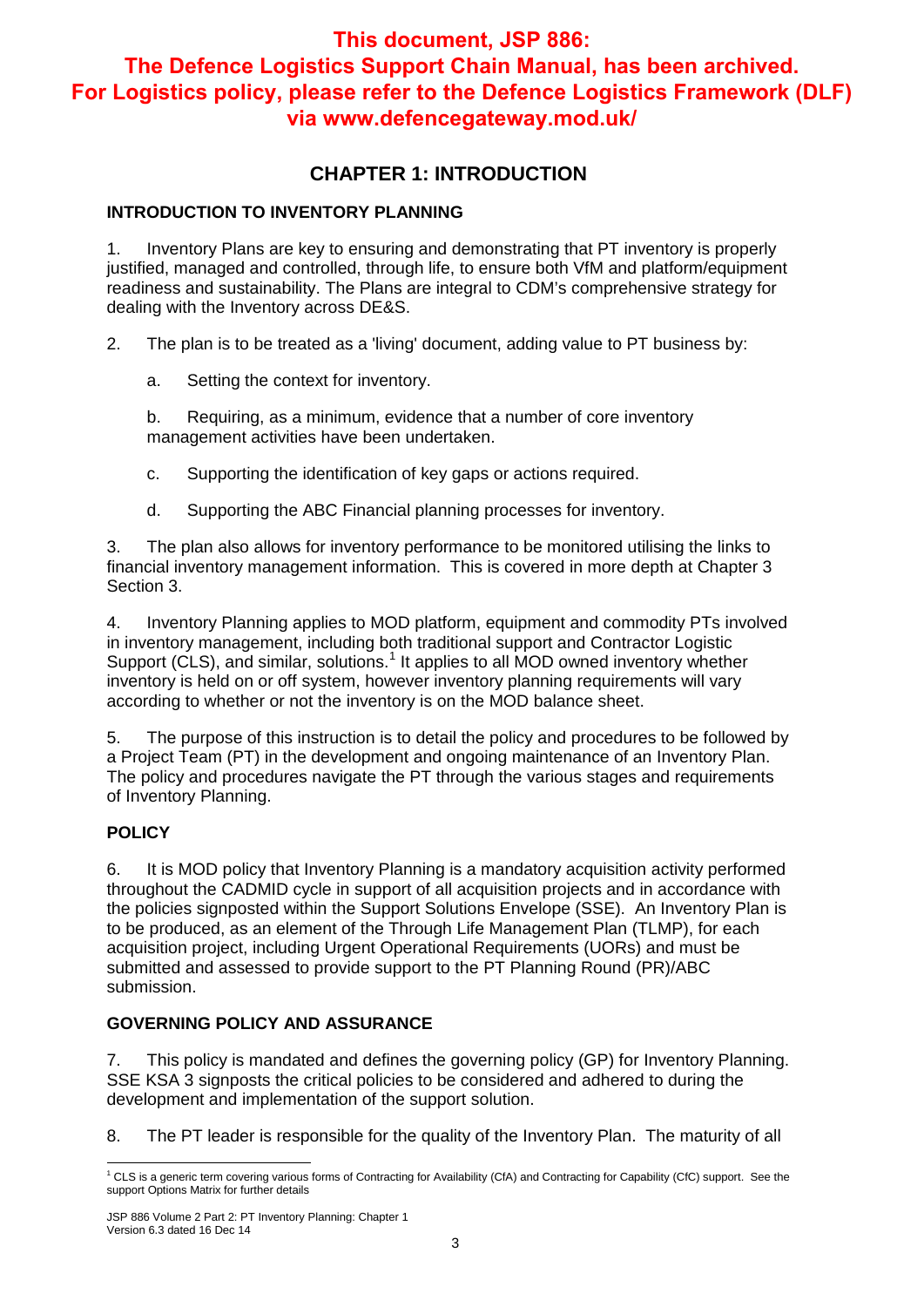**This document, JSP 886: The Defence Logistics Support Chain Manual, has been archived. For Logistics policy, please refer to the Defence Logistics Framework (DLF) via www.defencegateway.mod.uk/**

# CHAPTER 1: INTRODUCTION

## INTRODUCTION TO INVENTORY PLANNING

1. Inventory Plans are key to ensuring and demonstrating that PT inventory is properly justified, managed and controlled, through life, to ensure both VfM and platform/equipment readiness and sustainability. The Plans are integral to CDM's comprehensive strategy for dealing with the Inventory across DE&S.

2. The plan is to be treated as a 'living' document, adding value to PT business by:

   a. Setting the context for inventory.

   b. Requiring, as a minimum, evidence that a number of core inventory management activities have been undertaken.

   c. Supporting the identification of key gaps or actions required.

   d. Supporting the ABC Financial planning processes for inventory.

3. The plan also allows for inventory performance to be monitored utilising the links to financial inventory management information. This is covered in more depth at Chapter 3 Section 3.

4. Inventory Planning applies to MOD platform, equipment and commodity PTs involved in inventory management, including both traditional support and Contractor Logistic Support (CLS), and similar, solutions.[1] It applies to all MOD owned inventory whether inventory is held on or off system, however inventory planning requirements will vary according to whether or not the inventory is on the MOD balance sheet.

5. The purpose of this instruction is to detail the policy and procedures to be followed by a Project Team (PT) in the development and ongoing maintenance of an Inventory Plan. The policy and procedures navigate the PT through the various stages and requirements of Inventory Planning.

## POLICY

6. It is MOD policy that Inventory Planning is a mandatory acquisition activity performed throughout the CADMID cycle in support of all acquisition projects and in accordance with the policies signposted within the Support Solutions Envelope (SSE). An Inventory Plan is to be produced, as an element of the Through Life Management Plan (TLMP), for each acquisition project, including Urgent Operational Requirements (UORs) and must be submitted and assessed to provide support to the PT Planning Round (PR)/ABC submission.

## GOVERNING POLICY AND ASSURANCE

7. This policy is mandated and defines the governing policy (GP) for Inventory Planning. SSE KSA 3 signposts the critical policies to be considered and adhered to during the development and implementation of the support solution.

8. The PT leader is responsible for the quality of the Inventory Plan. The maturity of all

---

[1] CLS is a generic term covering various forms of Contracting for Availability (CfA) and Contracting for Capability (CfC) support. See the support Options Matrix for further details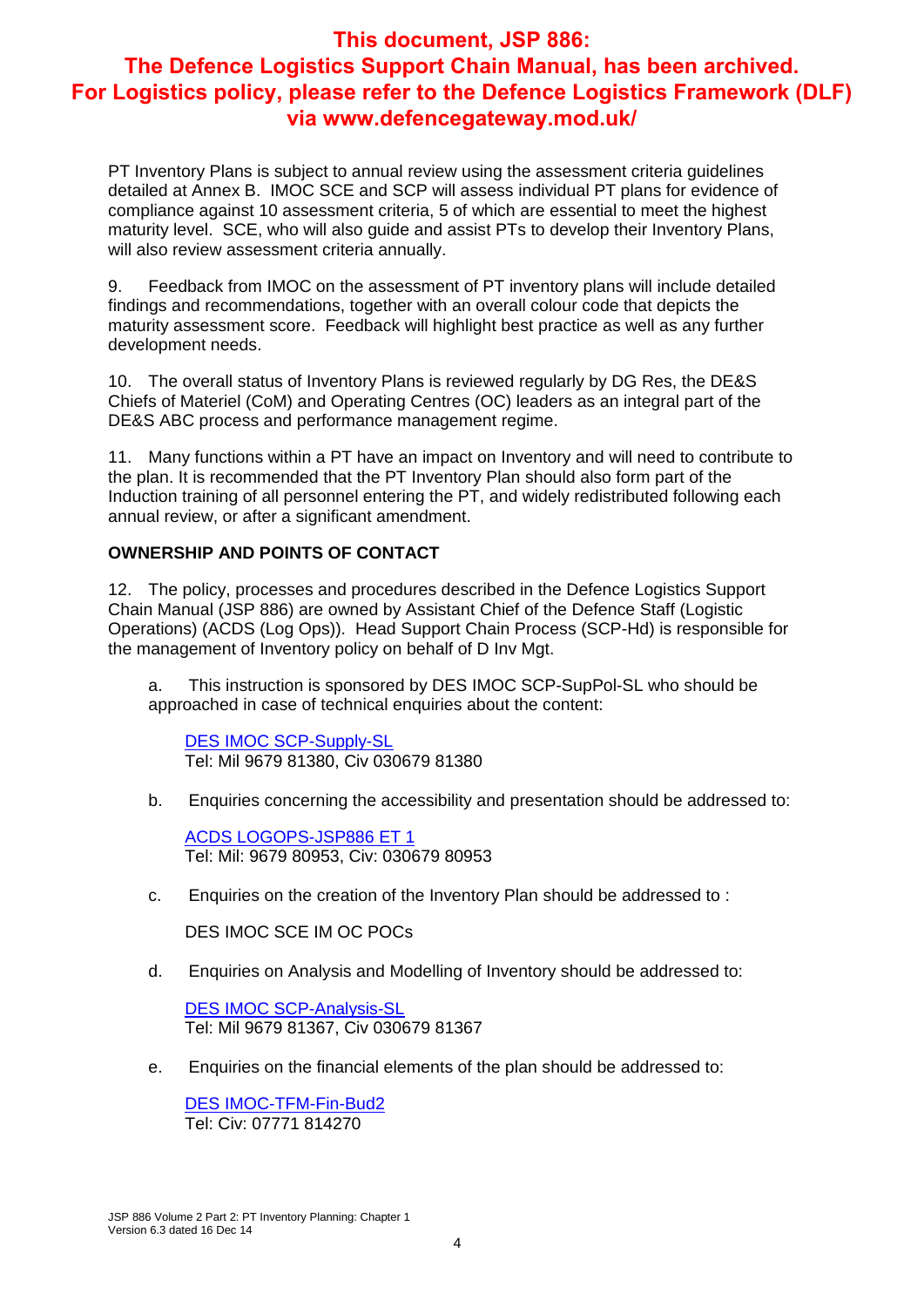**This document, JSP 886: The Defence Logistics Support Chain Manual, has been archived. For Logistics policy, please refer to the Defence Logistics Framework (DLF) via www.defencegateway.mod.uk/**

PT Inventory Plans is subject to annual review using the assessment criteria guidelines detailed at Annex B. IMOC SCE and SCP will assess individual PT plans for evidence of compliance against 10 assessment criteria, 5 of which are essential to meet the highest maturity level. SCE, who will also guide and assist PTs to develop their Inventory Plans, will also review assessment criteria annually.

9. Feedback from IMOC on the assessment of PT inventory plans will include detailed findings and recommendations, together with an overall colour code that depicts the maturity assessment score. Feedback will highlight best practice as well as any further development needs.

10. The overall status of Inventory Plans is reviewed regularly by DG Res, the DE&S Chiefs of Materiel (CoM) and Operating Centres (OC) leaders as an integral part of the DE&S ABC process and performance management regime.

11. Many functions within a PT have an impact on Inventory and will need to contribute to the plan. It is recommended that the PT Inventory Plan should also form part of the Induction training of all personnel entering the PT, and widely redistributed following each annual review, or after a significant amendment.

**OWNERSHIP AND POINTS OF CONTACT**

12. The policy, processes and procedures described in the Defence Logistics Support Chain Manual (JSP 886) are owned by Assistant Chief of the Defence Staff (Logistic Operations) (ACDS (Log Ops)). Head Support Chain Process (SCP-Hd) is responsible for the management of Inventory policy on behalf of D Inv Mgt.

a. This instruction is sponsored by DES IMOC SCP-SupPol-SL who should be approached in case of technical enquiries about the content:

DES IMOC SCP-Supply-SL
Tel: Mil 9679 81380, Civ 030679 81380

b. Enquiries concerning the accessibility and presentation should be addressed to:

ACDS LOGOPS-JSP886 ET 1
Tel: Mil: 9679 80953, Civ: 030679 80953

c. Enquiries on the creation of the Inventory Plan should be addressed to :

DES IMOC SCE IM OC POCs

d. Enquiries on Analysis and Modelling of Inventory should be addressed to:

DES IMOC SCP-Analysis-SL
Tel: Mil 9679 81367, Civ 030679 81367

e. Enquiries on the financial elements of the plan should be addressed to:

DES IMOC-TFM-Fin-Bud2
Tel: Civ: 07771 814270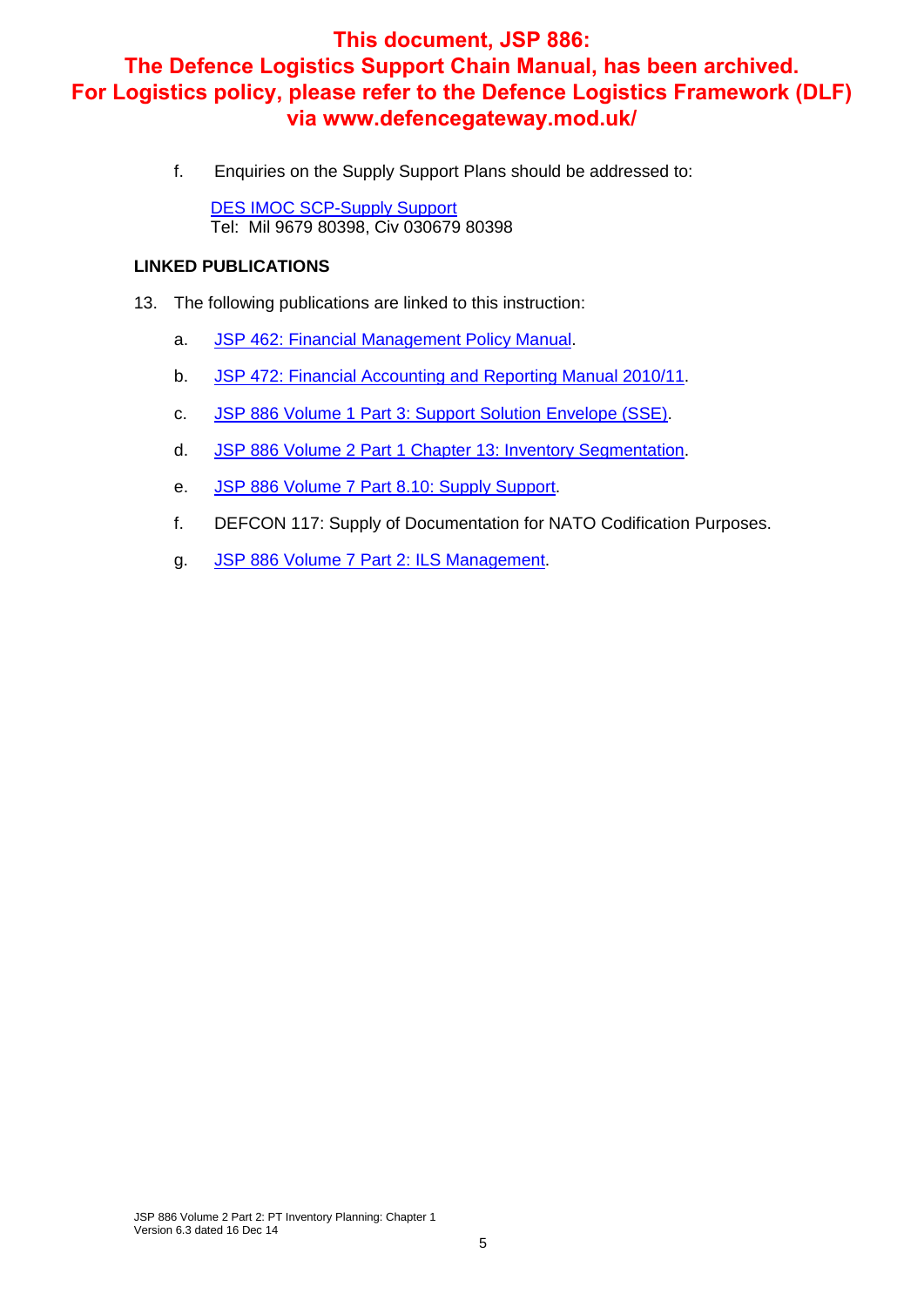**This document, JSP 886: The Defence Logistics Support Chain Manual, has been archived. For Logistics policy, please refer to the Defence Logistics Framework (DLF) via www.defencegateway.mod.uk/**

f. Enquiries on the Supply Support Plans should be addressed to:

DES IMOC SCP-Supply Support
Tel: Mil 9679 80398, Civ 030679 80398

## LINKED PUBLICATIONS

13. The following publications are linked to this instruction:

a. JSP 462: Financial Management Policy Manual.

b. JSP 472: Financial Accounting and Reporting Manual 2010/11.

c. JSP 886 Volume 1 Part 3: Support Solution Envelope (SSE).

d. JSP 886 Volume 2 Part 1 Chapter 13: Inventory Segmentation.

e. JSP 886 Volume 7 Part 8.10: Supply Support.

f. DEFCON 117: Supply of Documentation for NATO Codification Purposes.

g. JSP 886 Volume 7 Part 2: ILS Management.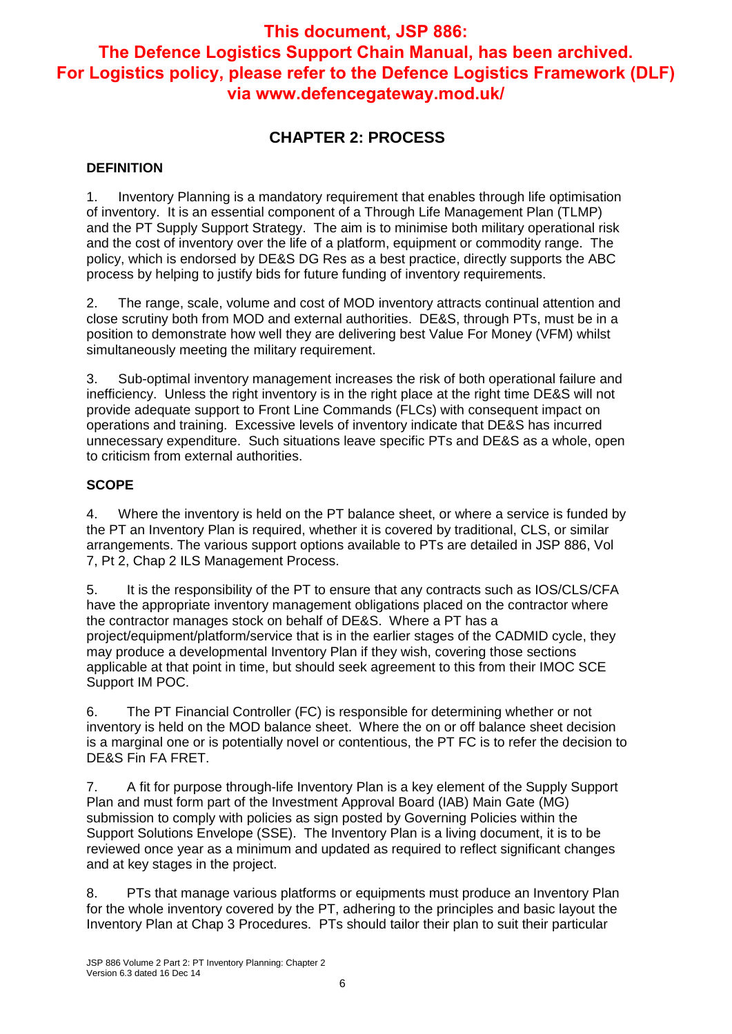**This document, JSP 886: The Defence Logistics Support Chain Manual, has been archived. For Logistics policy, please refer to the Defence Logistics Framework (DLF) via www.defencegateway.mod.uk/**

## CHAPTER 2: PROCESS

### DEFINITION

1. Inventory Planning is a mandatory requirement that enables through life optimisation of inventory. It is an essential component of a Through Life Management Plan (TLMP) and the PT Supply Support Strategy. The aim is to minimise both military operational risk and the cost of inventory over the life of a platform, equipment or commodity range. The policy, which is endorsed by DE&S DG Res as a best practice, directly supports the ABC process by helping to justify bids for future funding of inventory requirements.

2. The range, scale, volume and cost of MOD inventory attracts continual attention and close scrutiny both from MOD and external authorities. DE&S, through PTs, must be in a position to demonstrate how well they are delivering best Value For Money (VFM) whilst simultaneously meeting the military requirement.

3. Sub-optimal inventory management increases the risk of both operational failure and inefficiency. Unless the right inventory is in the right place at the right time DE&S will not provide adequate support to Front Line Commands (FLCs) with consequent impact on operations and training. Excessive levels of inventory indicate that DE&S has incurred unnecessary expenditure. Such situations leave specific PTs and DE&S as a whole, open to criticism from external authorities.

### SCOPE

4. Where the inventory is held on the PT balance sheet, or where a service is funded by the PT an Inventory Plan is required, whether it is covered by traditional, CLS, or similar arrangements. The various support options available to PTs are detailed in JSP 886, Vol 7, Pt 2, Chap 2 ILS Management Process.

5. It is the responsibility of the PT to ensure that any contracts such as IOS/CLS/CFA have the appropriate inventory management obligations placed on the contractor where the contractor manages stock on behalf of DE&S. Where a PT has a project/equipment/platform/service that is in the earlier stages of the CADMID cycle, they may produce a developmental Inventory Plan if they wish, covering those sections applicable at that point in time, but should seek agreement to this from their IMOC SCE Support IM POC.

6. The PT Financial Controller (FC) is responsible for determining whether or not inventory is held on the MOD balance sheet. Where the on or off balance sheet decision is a marginal one or is potentially novel or contentious, the PT FC is to refer the decision to DE&S Fin FA FRET.

7. A fit for purpose through-life Inventory Plan is a key element of the Supply Support Plan and must form part of the Investment Approval Board (IAB) Main Gate (MG) submission to comply with policies as sign posted by Governing Policies within the Support Solutions Envelope (SSE). The Inventory Plan is a living document, it is to be reviewed once year as a minimum and updated as required to reflect significant changes and at key stages in the project.

8. PTs that manage various platforms or equipments must produce an Inventory Plan for the whole inventory covered by the PT, adhering to the principles and basic layout the Inventory Plan at Chap 3 Procedures. PTs should tailor their plan to suit their particular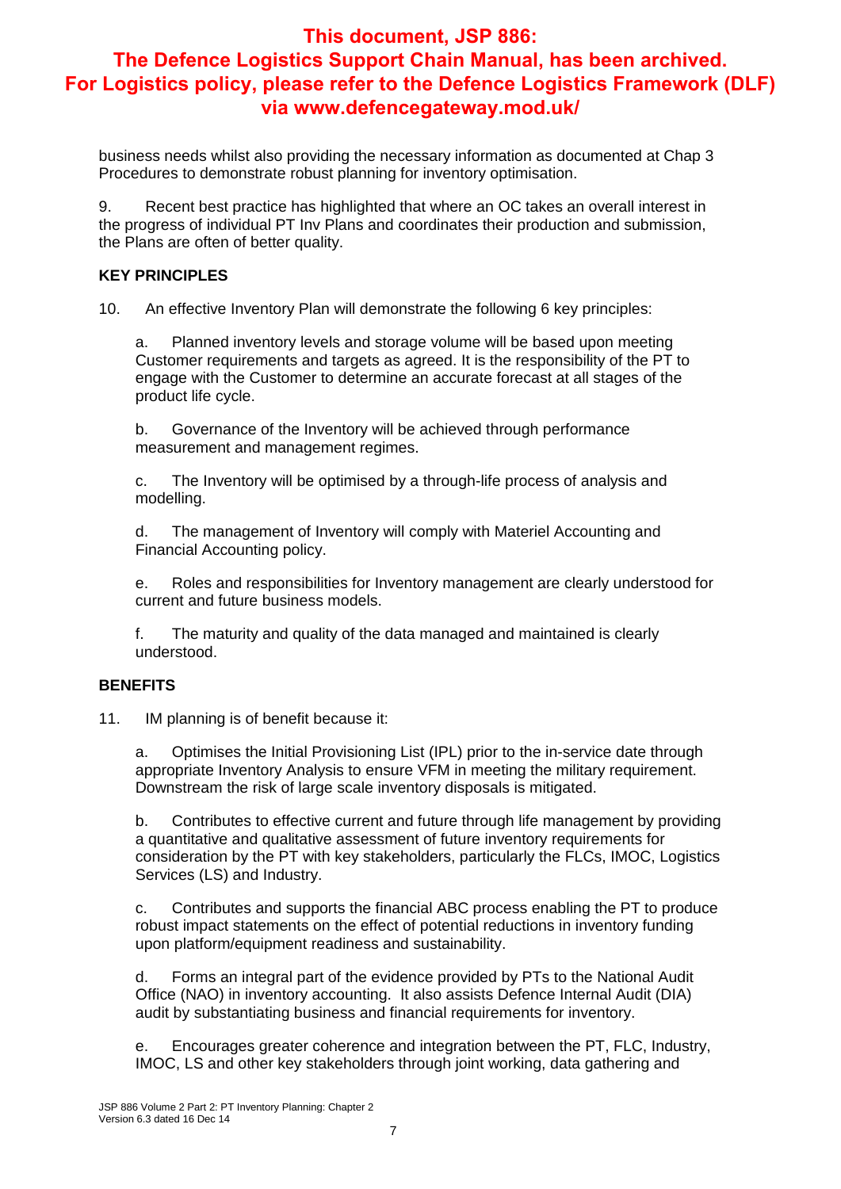**This document, JSP 886: The Defence Logistics Support Chain Manual, has been archived. For Logistics policy, please refer to the Defence Logistics Framework (DLF) via www.defencegateway.mod.uk/**

business needs whilst also providing the necessary information as documented at Chap 3 Procedures to demonstrate robust planning for inventory optimisation.

9. Recent best practice has highlighted that where an OC takes an overall interest in the progress of individual PT Inv Plans and coordinates their production and submission, the Plans are often of better quality.

**KEY PRINCIPLES**

10. An effective Inventory Plan will demonstrate the following 6 key principles:

a. Planned inventory levels and storage volume will be based upon meeting Customer requirements and targets as agreed. It is the responsibility of the PT to engage with the Customer to determine an accurate forecast at all stages of the product life cycle.

b. Governance of the Inventory will be achieved through performance measurement and management regimes.

c. The Inventory will be optimised by a through-life process of analysis and modelling.

d. The management of Inventory will comply with Materiel Accounting and Financial Accounting policy.

e. Roles and responsibilities for Inventory management are clearly understood for current and future business models.

f. The maturity and quality of the data managed and maintained is clearly understood.

**BENEFITS**

11. IM planning is of benefit because it:

a. Optimises the Initial Provisioning List (IPL) prior to the in-service date through appropriate Inventory Analysis to ensure VFM in meeting the military requirement. Downstream the risk of large scale inventory disposals is mitigated.

b. Contributes to effective current and future through life management by providing a quantitative and qualitative assessment of future inventory requirements for consideration by the PT with key stakeholders, particularly the FLCs, IMOC, Logistics Services (LS) and Industry.

c. Contributes and supports the financial ABC process enabling the PT to produce robust impact statements on the effect of potential reductions in inventory funding upon platform/equipment readiness and sustainability.

d. Forms an integral part of the evidence provided by PTs to the National Audit Office (NAO) in inventory accounting. It also assists Defence Internal Audit (DIA) audit by substantiating business and financial requirements for inventory.

e. Encourages greater coherence and integration between the PT, FLC, Industry, IMOC, LS and other key stakeholders through joint working, data gathering and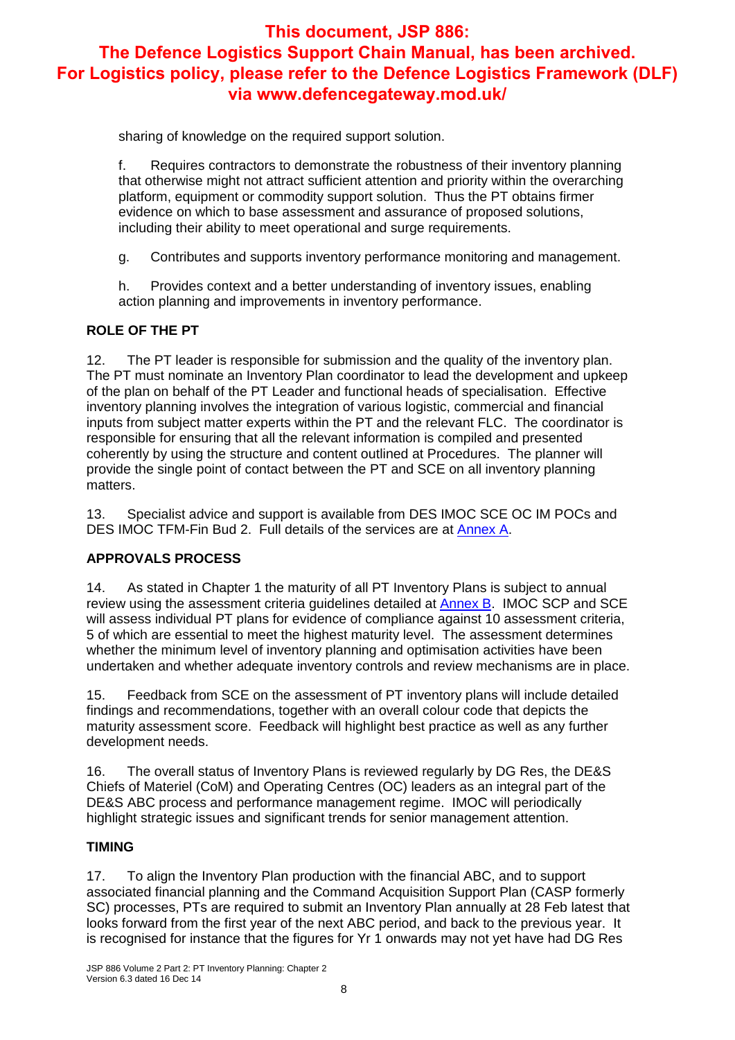sharing of knowledge on the required support solution.

f. Requires contractors to demonstrate the robustness of their inventory planning that otherwise might not attract sufficient attention and priority within the overarching platform, equipment or commodity support solution. Thus the PT obtains firmer evidence on which to base assessment and assurance of proposed solutions, including their ability to meet operational and surge requirements.

g. Contributes and supports inventory performance monitoring and management.

h. Provides context and a better understanding of inventory issues, enabling action planning and improvements in inventory performance.

**ROLE OF THE PT**

12. The PT leader is responsible for submission and the quality of the inventory plan. The PT must nominate an Inventory Plan coordinator to lead the development and upkeep of the plan on behalf of the PT Leader and functional heads of specialisation. Effective inventory planning involves the integration of various logistic, commercial and financial inputs from subject matter experts within the PT and the relevant FLC. The coordinator is responsible for ensuring that all the relevant information is compiled and presented coherently by using the structure and content outlined at Procedures. The planner will provide the single point of contact between the PT and SCE on all inventory planning matters.

13. Specialist advice and support is available from DES IMOC SCE OC IM POCs and DES IMOC TFM-Fin Bud 2. Full details of the services are at Annex A.

**APPROVALS PROCESS**

14. As stated in Chapter 1 the maturity of all PT Inventory Plans is subject to annual review using the assessment criteria guidelines detailed at Annex B. IMOC SCP and SCE will assess individual PT plans for evidence of compliance against 10 assessment criteria, 5 of which are essential to meet the highest maturity level. The assessment determines whether the minimum level of inventory planning and optimisation activities have been undertaken and whether adequate inventory controls and review mechanisms are in place.

15. Feedback from SCE on the assessment of PT inventory plans will include detailed findings and recommendations, together with an overall colour code that depicts the maturity assessment score. Feedback will highlight best practice as well as any further development needs.

16. The overall status of Inventory Plans is reviewed regularly by DG Res, the DE&S Chiefs of Materiel (CoM) and Operating Centres (OC) leaders as an integral part of the DE&S ABC process and performance management regime. IMOC will periodically highlight strategic issues and significant trends for senior management attention.

**TIMING**

17. To align the Inventory Plan production with the financial ABC, and to support associated financial planning and the Command Acquisition Support Plan (CASP formerly SC) processes, PTs are required to submit an Inventory Plan annually at 28 Feb latest that looks forward from the first year of the next ABC period, and back to the previous year. It is recognised for instance that the figures for Yr 1 onwards may not yet have had DG Res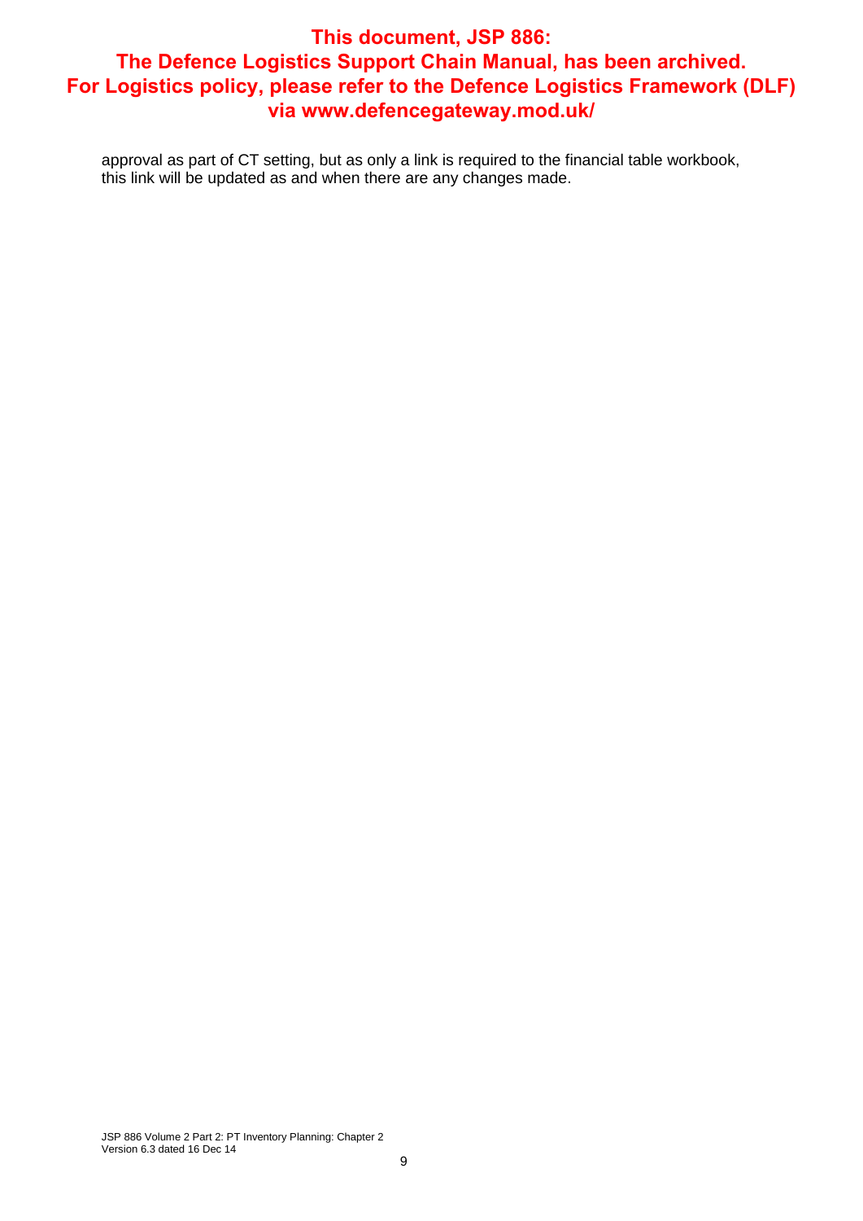approval as part of CT setting, but as only a link is required to the financial table workbook, this link will be updated as and when there are any changes made.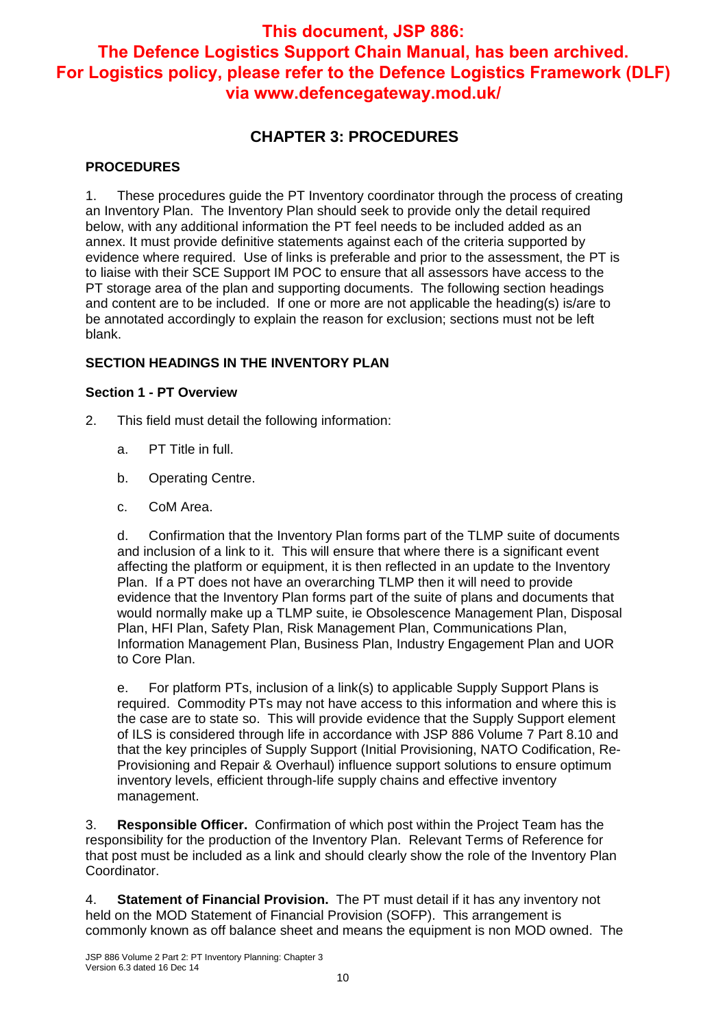**This document, JSP 886: The Defence Logistics Support Chain Manual, has been archived. For Logistics policy, please refer to the Defence Logistics Framework (DLF) via www.defencegateway.mod.uk/**

## CHAPTER 3: PROCEDURES

### PROCEDURES

1. These procedures guide the PT Inventory coordinator through the process of creating an Inventory Plan. The Inventory Plan should seek to provide only the detail required below, with any additional information the PT feel needs to be included added as an annex. It must provide definitive statements against each of the criteria supported by evidence where required. Use of links is preferable and prior to the assessment, the PT is to liaise with their SCE Support IM POC to ensure that all assessors have access to the PT storage area of the plan and supporting documents. The following section headings and content are to be included. If one or more are not applicable the heading(s) is/are to be annotated accordingly to explain the reason for exclusion; sections must not be left blank.

### SECTION HEADINGS IN THE INVENTORY PLAN

#### Section 1 - PT Overview

2. This field must detail the following information:

   a. PT Title in full.

   b. Operating Centre.

   c. CoM Area.

   d. Confirmation that the Inventory Plan forms part of the TLMP suite of documents and inclusion of a link to it. This will ensure that where there is a significant event affecting the platform or equipment, it is then reflected in an update to the Inventory Plan. If a PT does not have an overarching TLMP then it will need to provide evidence that the Inventory Plan forms part of the suite of plans and documents that would normally make up a TLMP suite, ie Obsolescence Management Plan, Disposal Plan, HFI Plan, Safety Plan, Risk Management Plan, Communications Plan, Information Management Plan, Business Plan, Industry Engagement Plan and UOR to Core Plan.

   e. For platform PTs, inclusion of a link(s) to applicable Supply Support Plans is required. Commodity PTs may not have access to this information and where this is the case are to state so. This will provide evidence that the Supply Support element of ILS is considered through life in accordance with JSP 886 Volume 7 Part 8.10 and that the key principles of Supply Support (Initial Provisioning, NATO Codification, Re-Provisioning and Repair & Overhaul) influence support solutions to ensure optimum inventory levels, efficient through-life supply chains and effective inventory management.

3. **Responsible Officer.** Confirmation of which post within the Project Team has the responsibility for the production of the Inventory Plan. Relevant Terms of Reference for that post must be included as a link and should clearly show the role of the Inventory Plan Coordinator.

4. **Statement of Financial Provision.** The PT must detail if it has any inventory not held on the MOD Statement of Financial Provision (SOFP). This arrangement is commonly known as off balance sheet and means the equipment is non MOD owned. The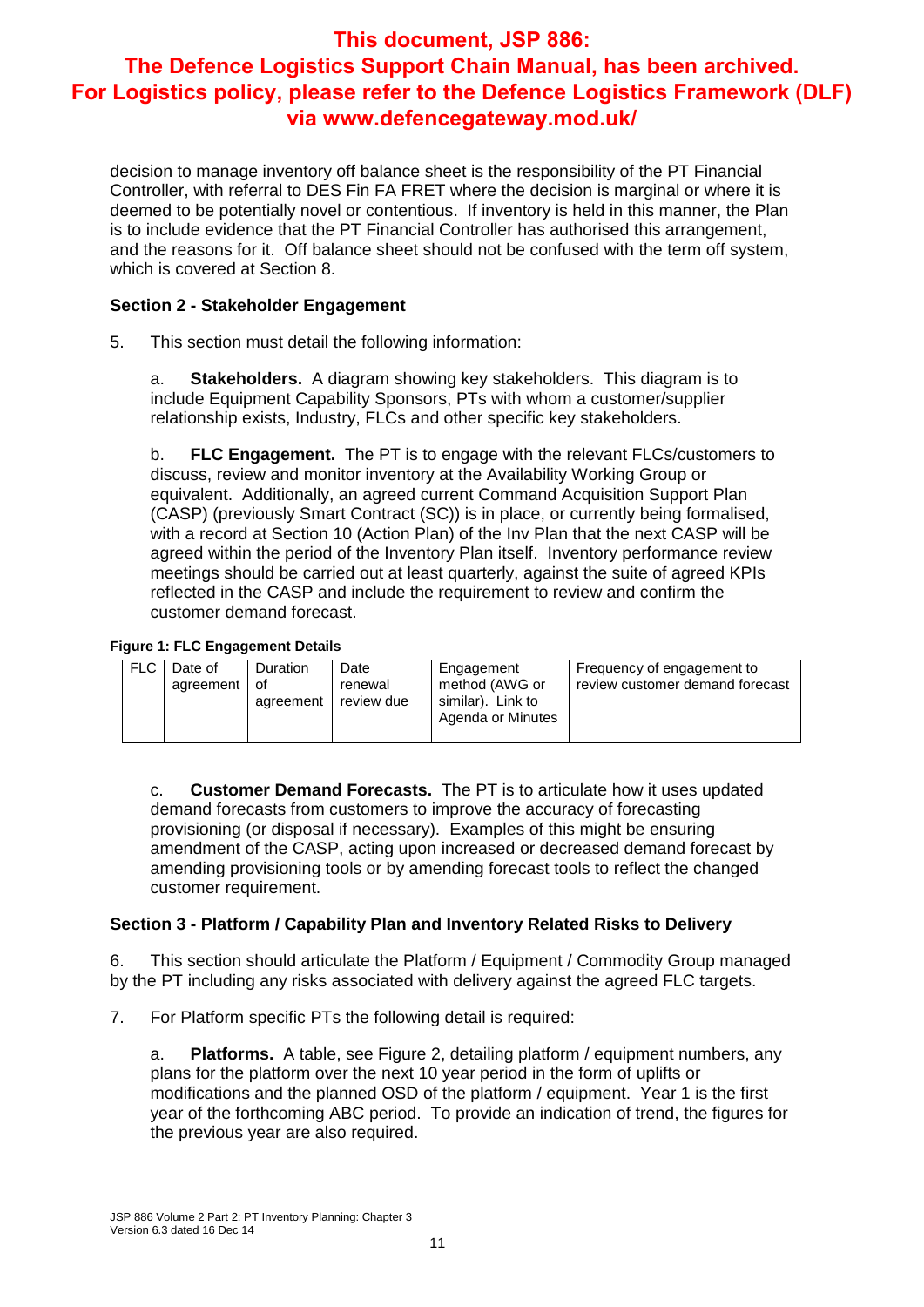# This document, JSP 886: The Defence Logistics Support Chain Manual, has been archived. For Logistics policy, please refer to the Defence Logistics Framework (DLF) via www.defencegateway.mod.uk/

decision to manage inventory off balance sheet is the responsibility of the PT Financial Controller, with referral to DES Fin FA FRET where the decision is marginal or where it is deemed to be potentially novel or contentious. If inventory is held in this manner, the Plan is to include evidence that the PT Financial Controller has authorised this arrangement, and the reasons for it. Off balance sheet should not be confused with the term off system, which is covered at Section 8.

**Section 2 - Stakeholder Engagement**

5. This section must detail the following information:

a. **Stakeholders.** A diagram showing key stakeholders. This diagram is to include Equipment Capability Sponsors, PTs with whom a customer/supplier relationship exists, Industry, FLCs and other specific key stakeholders.

b. **FLC Engagement.** The PT is to engage with the relevant FLCs/customers to discuss, review and monitor inventory at the Availability Working Group or equivalent. Additionally, an agreed current Command Acquisition Support Plan (CASP) (previously Smart Contract (SC)) is in place, or currently being formalised, with a record at Section 10 (Action Plan) of the Inv Plan that the next CASP will be agreed within the period of the Inventory Plan itself. Inventory performance review meetings should be carried out at least quarterly, against the suite of agreed KPIs reflected in the CASP and include the requirement to review and confirm the customer demand forecast.

**Figure 1: FLC Engagement Details**

| FLC | Date of agreement | Duration of agreement | Date renewal review due | Engagement method (AWG or similar). Link to Agenda or Minutes | Frequency of engagement to review customer demand forecast |
|---|---|---|---|---|---|
| | | | | | |

c. **Customer Demand Forecasts.** The PT is to articulate how it uses updated demand forecasts from customers to improve the accuracy of forecasting provisioning (or disposal if necessary). Examples of this might be ensuring amendment of the CASP, acting upon increased or decreased demand forecast by amending provisioning tools or by amending forecast tools to reflect the changed customer requirement.

**Section 3 - Platform / Capability Plan and Inventory Related Risks to Delivery**

6. This section should articulate the Platform / Equipment / Commodity Group managed by the PT including any risks associated with delivery against the agreed FLC targets.

7. For Platform specific PTs the following detail is required:

a. **Platforms.** A table, see Figure 2, detailing platform / equipment numbers, any plans for the platform over the next 10 year period in the form of uplifts or modifications and the planned OSD of the platform / equipment. Year 1 is the first year of the forthcoming ABC period. To provide an indication of trend, the figures for the previous year are also required.

JSP 886 Volume 2 Part 2: PT Inventory Planning: Chapter 3
Version 6.3 dated 16 Dec 14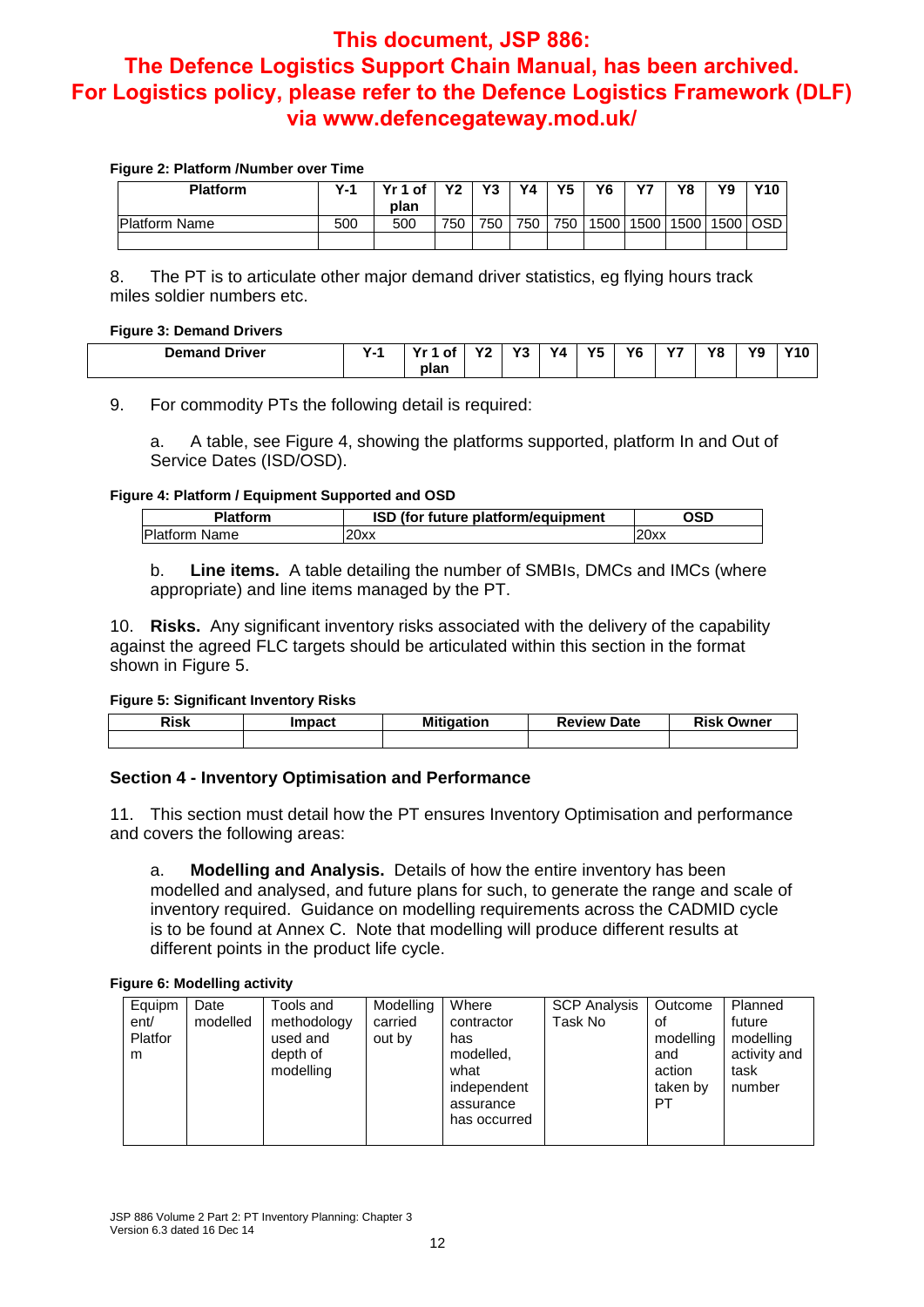**This document, JSP 886: The Defence Logistics Support Chain Manual, has been archived. For Logistics policy, please refer to the Defence Logistics Framework (DLF) via www.defencegateway.mod.uk/**

**Figure 2: Platform /Number over Time**

| Platform | Y-1 | Yr 1 of plan | Y2 | Y3 | Y4 | Y5 | Y6 | Y7 | Y8 | Y9 | Y10 |
|---|---|---|---|---|---|---|---|---|---|---|---|
| Platform Name | 500 | 500 | 750 | 750 | 750 | 750 | 1500 | 1500 | 1500 | 1500 | OSD |
| | | | | | | | | | | | |

8. The PT is to articulate other major demand driver statistics, eg flying hours track miles soldier numbers etc.

**Figure 3: Demand Drivers**

| Demand Driver | Y-1 | Yr 1 of plan | Y2 | Y3 | Y4 | Y5 | Y6 | Y7 | Y8 | Y9 | Y10 |
|---|---|---|---|---|---|---|---|---|---|---|---|

9. For commodity PTs the following detail is required:

a. A table, see Figure 4, showing the platforms supported, platform In and Out of Service Dates (ISD/OSD).

**Figure 4: Platform / Equipment Supported and OSD**

| Platform | ISD (for future platform/equipment | OSD |
|---|---|---|
| Platform Name | 20xx | 20xx |

b. **Line items.** A table detailing the number of SMBIs, DMCs and IMCs (where appropriate) and line items managed by the PT.

10. **Risks.** Any significant inventory risks associated with the delivery of the capability against the agreed FLC targets should be articulated within this section in the format shown in Figure 5.

**Figure 5: Significant Inventory Risks**

| Risk | Impact | Mitigation | Review Date | Risk Owner |
|---|---|---|---|---|
| | | | | |

## Section 4 - Inventory Optimisation and Performance

11. This section must detail how the PT ensures Inventory Optimisation and performance and covers the following areas:

a. **Modelling and Analysis.** Details of how the entire inventory has been modelled and analysed, and future plans for such, to generate the range and scale of inventory required. Guidance on modelling requirements across the CADMID cycle is to be found at Annex C. Note that modelling will produce different results at different points in the product life cycle.

**Figure 6: Modelling activity**

| Equipment/ Platform | Date modelled | Tools and methodology used and depth of modelling | Modelling carried out by | Where contractor has modelled, what independent assurance has occurred | SCP Analysis Task No | Outcome of modelling and action taken by PT | Planned future modelling activity and task number |
|---|---|---|---|---|---|---|---|
| | | | | | | | |

JSP 886 Volume 2 Part 2: PT Inventory Planning: Chapter 3
Version 6.3 dated 16 Dec 14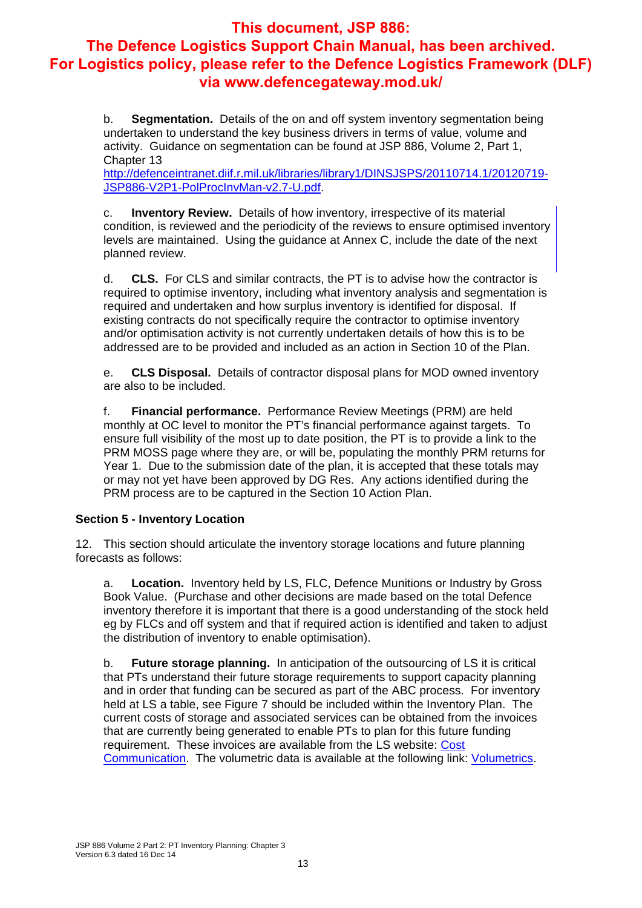# This document, JSP 886: The Defence Logistics Support Chain Manual, has been archived. For Logistics policy, please refer to the Defence Logistics Framework (DLF) via www.defencegateway.mod.uk/

b. **Segmentation.** Details of the on and off system inventory segmentation being undertaken to understand the key business drivers in terms of value, volume and activity. Guidance on segmentation can be found at JSP 886, Volume 2, Part 1, Chapter 13 http://defenceintranet.diif.r.mil.uk/libraries/library1/DINSJSPS/20110714.1/20120719-JSP886-V2P1-PolProcInvMan-v2.7-U.pdf.

c. **Inventory Review.** Details of how inventory, irrespective of its material condition, is reviewed and the periodicity of the reviews to ensure optimised inventory levels are maintained. Using the guidance at Annex C, include the date of the next planned review.

d. **CLS.** For CLS and similar contracts, the PT is to advise how the contractor is required to optimise inventory, including what inventory analysis and segmentation is required and undertaken and how surplus inventory is identified for disposal. If existing contracts do not specifically require the contractor to optimise inventory and/or optimisation activity is not currently undertaken details of how this is to be addressed are to be provided and included as an action in Section 10 of the Plan.

e. **CLS Disposal.** Details of contractor disposal plans for MOD owned inventory are also to be included.

f. **Financial performance.** Performance Review Meetings (PRM) are held monthly at OC level to monitor the PT's financial performance against targets. To ensure full visibility of the most up to date position, the PT is to provide a link to the PRM MOSS page where they are, or will be, populating the monthly PRM returns for Year 1. Due to the submission date of the plan, it is accepted that these totals may or may not yet have been approved by DG Res. Any actions identified during the PRM process are to be captured in the Section 10 Action Plan.

## Section 5 - Inventory Location

12. This section should articulate the inventory storage locations and future planning forecasts as follows:

a. **Location.** Inventory held by LS, FLC, Defence Munitions or Industry by Gross Book Value. (Purchase and other decisions are made based on the total Defence inventory therefore it is important that there is a good understanding of the stock held eg by FLCs and off system and that if required action is identified and taken to adjust the distribution of inventory to enable optimisation).

b. **Future storage planning.** In anticipation of the outsourcing of LS it is critical that PTs understand their future storage requirements to support capacity planning and in order that funding can be secured as part of the ABC process. For inventory held at LS a table, see Figure 7 should be included within the Inventory Plan. The current costs of storage and associated services can be obtained from the invoices that are currently being generated to enable PTs to plan for this future funding requirement. These invoices are available from the LS website: Cost Communication. The volumetric data is available at the following link: Volumetrics.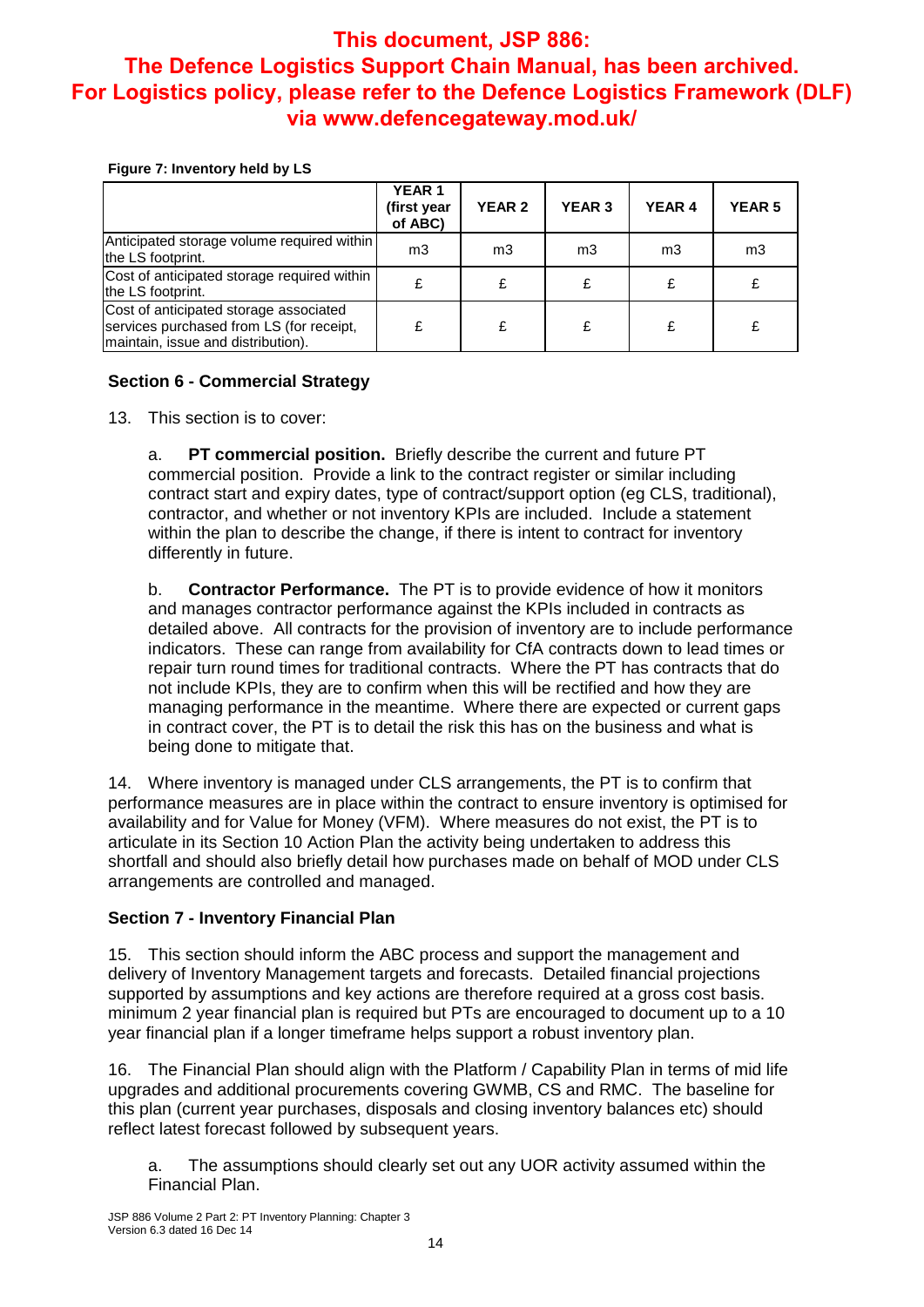**This document, JSP 886: The Defence Logistics Support Chain Manual, has been archived. For Logistics policy, please refer to the Defence Logistics Framework (DLF) via www.defencegateway.mod.uk/**

**Figure 7: Inventory held by LS**

| | YEAR 1 (first year of ABC) | YEAR 2 | YEAR 3 | YEAR 4 | YEAR 5 |
|---|---|---|---|---|---|
| Anticipated storage volume required within the LS footprint. | m3 | m3 | m3 | m3 | m3 |
| Cost of anticipated storage required within the LS footprint. | £ | £ | £ | £ | £ |
| Cost of anticipated storage associated services purchased from LS (for receipt, maintain, issue and distribution). | £ | £ | £ | £ | £ |

### Section 6 - Commercial Strategy

13. This section is to cover:

a. **PT commercial position.** Briefly describe the current and future PT commercial position. Provide a link to the contract register or similar including contract start and expiry dates, type of contract/support option (eg CLS, traditional), contractor, and whether or not inventory KPIs are included. Include a statement within the plan to describe the change, if there is intent to contract for inventory differently in future.

b. **Contractor Performance.** The PT is to provide evidence of how it monitors and manages contractor performance against the KPIs included in contracts as detailed above. All contracts for the provision of inventory are to include performance indicators. These can range from availability for CfA contracts down to lead times or repair turn round times for traditional contracts. Where the PT has contracts that do not include KPIs, they are to confirm when this will be rectified and how they are managing performance in the meantime. Where there are expected or current gaps in contract cover, the PT is to detail the risk this has on the business and what is being done to mitigate that.

14. Where inventory is managed under CLS arrangements, the PT is to confirm that performance measures are in place within the contract to ensure inventory is optimised for availability and for Value for Money (VFM). Where measures do not exist, the PT is to articulate in its Section 10 Action Plan the activity being undertaken to address this shortfall and should also briefly detail how purchases made on behalf of MOD under CLS arrangements are controlled and managed.

### Section 7 - Inventory Financial Plan

15. This section should inform the ABC process and support the management and delivery of Inventory Management targets and forecasts. Detailed financial projections supported by assumptions and key actions are therefore required at a gross cost basis. minimum 2 year financial plan is required but PTs are encouraged to document up to a 10 year financial plan if a longer timeframe helps support a robust inventory plan.

16. The Financial Plan should align with the Platform / Capability Plan in terms of mid life upgrades and additional procurements covering GWMB, CS and RMC. The baseline for this plan (current year purchases, disposals and closing inventory balances etc) should reflect latest forecast followed by subsequent years.

a. The assumptions should clearly set out any UOR activity assumed within the Financial Plan.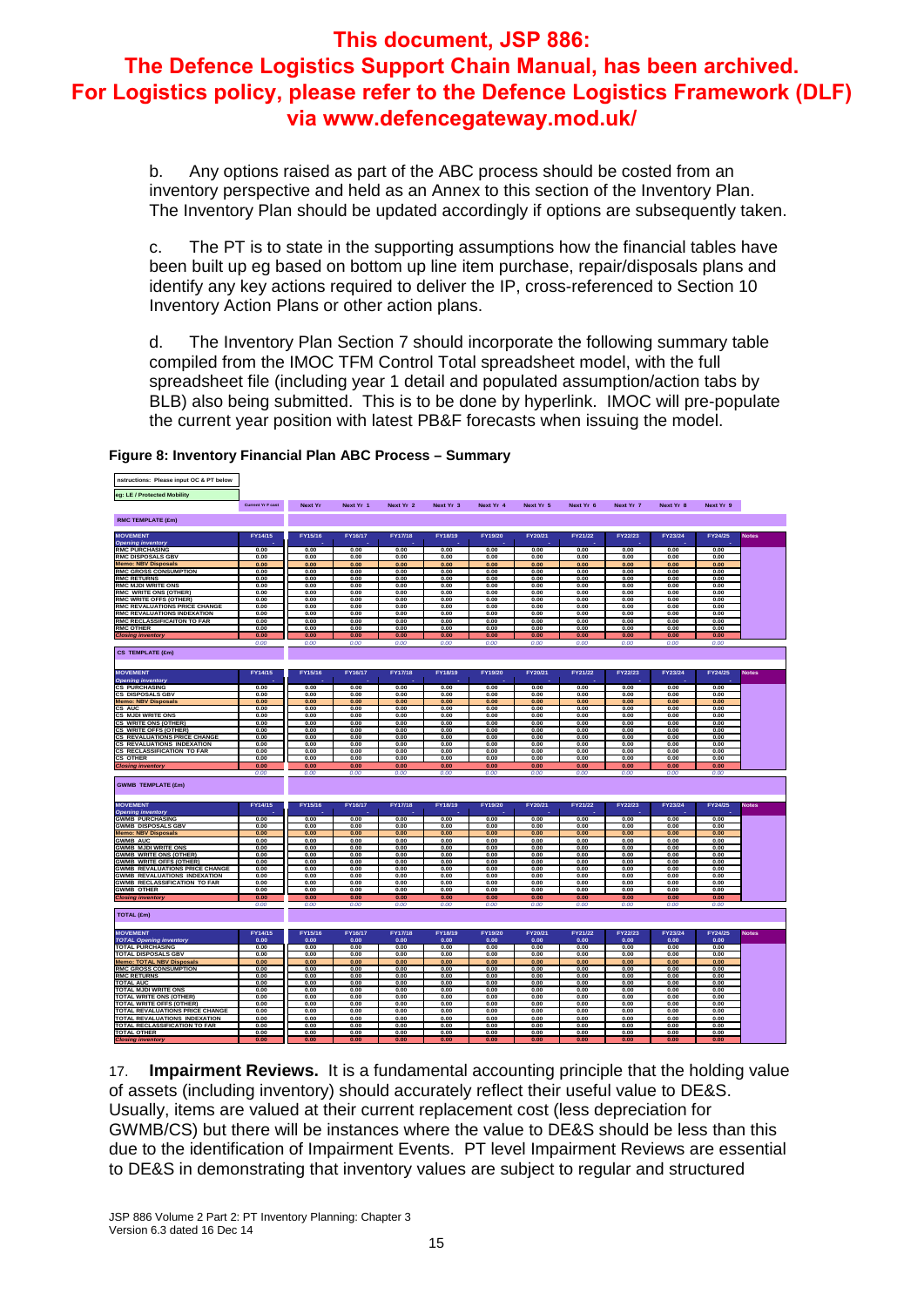b. Any options raised as part of the ABC process should be costed from an inventory perspective and held as an Annex to this section of the Inventory Plan. The Inventory Plan should be updated accordingly if options are subsequently taken.

c. The PT is to state in the supporting assumptions how the financial tables have been built up eg based on bottom up line item purchase, repair/disposals plans and identify any key actions required to deliver the IP, cross-referenced to Section 10 Inventory Action Plans or other action plans.

d. The Inventory Plan Section 7 should incorporate the following summary table compiled from the IMOC TFM Control Total spreadsheet model, with the full spreadsheet file (including year 1 detail and populated assumption/action tabs by BLB) also being submitted. This is to be done by hyperlink. IMOC will pre-populate the current year position with latest PB&F forecasts when issuing the model.

**Figure 8: Inventory Financial Plan ABC Process – Summary**

nstructions: Please input OC & PT below

eg: LE / Protected Mobility

**RMC TEMPLATE (£m)**

| MOVEMENT | FY14/15 (Current Yr Fcast) | FY15/16 (Next Yr) | FY16/17 (Next Yr 1) | FY17/18 (Next Yr 2) | FY18/19 (Next Yr 3) | FY19/20 (Next Yr 4) | FY20/21 (Next Yr 5) | FY21/22 (Next Yr 6) | FY22/23 (Next Yr 7) | FY23/24 (Next Yr 8) | FY24/25 (Next Yr 9) | Notes |
|---|---|---|---|---|---|---|---|---|---|---|---|---|
| *Opening inventory* | - | - | - | - | - | - | - | - | - | - | - | |
| RMC PURCHASING | 0.00 | 0.00 | 0.00 | 0.00 | 0.00 | 0.00 | 0.00 | 0.00 | 0.00 | 0.00 | 0.00 | |
| RMC DISPOSALS GBV | 0.00 | 0.00 | 0.00 | 0.00 | 0.00 | 0.00 | 0.00 | 0.00 | 0.00 | 0.00 | 0.00 | |
| Memo: NBV Disposals | 0.00 | 0.00 | 0.00 | 0.00 | 0.00 | 0.00 | 0.00 | 0.00 | 0.00 | 0.00 | 0.00 | |
| RMC GROSS CONSUMPTION | 0.00 | 0.00 | 0.00 | 0.00 | 0.00 | 0.00 | 0.00 | 0.00 | 0.00 | 0.00 | 0.00 | |
| RMC RETURNS | 0.00 | 0.00 | 0.00 | 0.00 | 0.00 | 0.00 | 0.00 | 0.00 | 0.00 | 0.00 | 0.00 | |
| RMC MJDI WRITE ONS | 0.00 | 0.00 | 0.00 | 0.00 | 0.00 | 0.00 | 0.00 | 0.00 | 0.00 | 0.00 | 0.00 | |
| RMC WRITE ONS (OTHER) | 0.00 | 0.00 | 0.00 | 0.00 | 0.00 | 0.00 | 0.00 | 0.00 | 0.00 | 0.00 | 0.00 | |
| RMC WRITE OFFS (OTHER) | 0.00 | 0.00 | 0.00 | 0.00 | 0.00 | 0.00 | 0.00 | 0.00 | 0.00 | 0.00 | 0.00 | |
| RMC REVALUATIONS PRICE CHANGE | 0.00 | 0.00 | 0.00 | 0.00 | 0.00 | 0.00 | 0.00 | 0.00 | 0.00 | 0.00 | 0.00 | |
| RMC REVALUATIONS INDEXATION | 0.00 | 0.00 | 0.00 | 0.00 | 0.00 | 0.00 | 0.00 | 0.00 | 0.00 | 0.00 | 0.00 | |
| RMC RECLASSIFICAITON TO FAR | 0.00 | 0.00 | 0.00 | 0.00 | 0.00 | 0.00 | 0.00 | 0.00 | 0.00 | 0.00 | 0.00 | |
| RMC OTHER | 0.00 | 0.00 | 0.00 | 0.00 | 0.00 | 0.00 | 0.00 | 0.00 | 0.00 | 0.00 | 0.00 | |
| *Closing inventory* | 0.00 | 0.00 | 0.00 | 0.00 | 0.00 | 0.00 | 0.00 | 0.00 | 0.00 | 0.00 | 0.00 | |
| | *0.00* | *0.00* | *0.00* | *0.00* | *0.00* | *0.00* | *0.00* | *0.00* | *0.00* | *0.00* | *0.00* | |

**CS TEMPLATE (£m)**

| MOVEMENT | FY14/15 | FY15/16 | FY16/17 | FY17/18 | FY18/19 | FY19/20 | FY20/21 | FY21/22 | FY22/23 | FY23/24 | FY24/25 | Notes |
|---|---|---|---|---|---|---|---|---|---|---|---|---|
| *Opening inventory* | - | - | - | - | - | - | - | - | - | - | - | |
| CS PURCHASING | 0.00 | 0.00 | 0.00 | 0.00 | 0.00 | 0.00 | 0.00 | 0.00 | 0.00 | 0.00 | 0.00 | |
| CS DISPOSALS GBV | 0.00 | 0.00 | 0.00 | 0.00 | 0.00 | 0.00 | 0.00 | 0.00 | 0.00 | 0.00 | 0.00 | |
| Memo: NBV Disposals | 0.00 | 0.00 | 0.00 | 0.00 | 0.00 | 0.00 | 0.00 | 0.00 | 0.00 | 0.00 | 0.00 | |
| CS AUC | 0.00 | 0.00 | 0.00 | 0.00 | 0.00 | 0.00 | 0.00 | 0.00 | 0.00 | 0.00 | 0.00 | |
| CS MJDI WRITE ONS | 0.00 | 0.00 | 0.00 | 0.00 | 0.00 | 0.00 | 0.00 | 0.00 | 0.00 | 0.00 | 0.00 | |
| CS WRITE ONS (OTHER) | 0.00 | 0.00 | 0.00 | 0.00 | 0.00 | 0.00 | 0.00 | 0.00 | 0.00 | 0.00 | 0.00 | |
| CS WRITE OFFS (OTHER) | 0.00 | 0.00 | 0.00 | 0.00 | 0.00 | 0.00 | 0.00 | 0.00 | 0.00 | 0.00 | 0.00 | |
| CS REVALUATIONS PRICE CHANGE | 0.00 | 0.00 | 0.00 | 0.00 | 0.00 | 0.00 | 0.00 | 0.00 | 0.00 | 0.00 | 0.00 | |
| CS REVALUATIONS INDEXATION | 0.00 | 0.00 | 0.00 | 0.00 | 0.00 | 0.00 | 0.00 | 0.00 | 0.00 | 0.00 | 0.00 | |
| CS RECLASSIFICATION TO FAR | 0.00 | 0.00 | 0.00 | 0.00 | 0.00 | 0.00 | 0.00 | 0.00 | 0.00 | 0.00 | 0.00 | |
| CS OTHER | 0.00 | 0.00 | 0.00 | 0.00 | 0.00 | 0.00 | 0.00 | 0.00 | 0.00 | 0.00 | 0.00 | |
| *Closing inventory* | 0.00 | 0.00 | 0.00 | 0.00 | 0.00 | 0.00 | 0.00 | 0.00 | 0.00 | 0.00 | 0.00 | |
| | *0.00* | *0.00* | *0.00* | *0.00* | *0.00* | *0.00* | *0.00* | *0.00* | *0.00* | *0.00* | *0.00* | |

**GWMB TEMPLATE (£m)**

| MOVEMENT | FY14/15 | FY15/16 | FY16/17 | FY17/18 | FY18/19 | FY19/20 | FY20/21 | FY21/22 | FY22/23 | FY23/24 | FY24/25 | Notes |
|---|---|---|---|---|---|---|---|---|---|---|---|---|
| *Opening inventory* | - | - | - | - | - | - | - | - | - | - | - | |
| GWMB PURCHASING | 0.00 | 0.00 | 0.00 | 0.00 | 0.00 | 0.00 | 0.00 | 0.00 | 0.00 | 0.00 | 0.00 | |
| GWMB DISPOSALS GBV | 0.00 | 0.00 | 0.00 | 0.00 | 0.00 | 0.00 | 0.00 | 0.00 | 0.00 | 0.00 | 0.00 | |
| Memo: NBV Disposals | 0.00 | 0.00 | 0.00 | 0.00 | 0.00 | 0.00 | 0.00 | 0.00 | 0.00 | 0.00 | 0.00 | |
| GWMB AUC | 0.00 | 0.00 | 0.00 | 0.00 | 0.00 | 0.00 | 0.00 | 0.00 | 0.00 | 0.00 | 0.00 | |
| GWMB MJDI WRITE ONS | 0.00 | 0.00 | 0.00 | 0.00 | 0.00 | 0.00 | 0.00 | 0.00 | 0.00 | 0.00 | 0.00 | |
| GWMB WRITE ONS (OTHER) | 0.00 | 0.00 | 0.00 | 0.00 | 0.00 | 0.00 | 0.00 | 0.00 | 0.00 | 0.00 | 0.00 | |
| GWMB WRITE OFFS (OTHER) | 0.00 | 0.00 | 0.00 | 0.00 | 0.00 | 0.00 | 0.00 | 0.00 | 0.00 | 0.00 | 0.00 | |
| GWMB REVALUATIONS PRICE CHANGE | 0.00 | 0.00 | 0.00 | 0.00 | 0.00 | 0.00 | 0.00 | 0.00 | 0.00 | 0.00 | 0.00 | |
| GWMB REVALUATIONS INDEXATION | 0.00 | 0.00 | 0.00 | 0.00 | 0.00 | 0.00 | 0.00 | 0.00 | 0.00 | 0.00 | 0.00 | |
| GWMB RECLASSIFICATION TO FAR | 0.00 | 0.00 | 0.00 | 0.00 | 0.00 | 0.00 | 0.00 | 0.00 | 0.00 | 0.00 | 0.00 | |
| GWMB OTHER | 0.00 | 0.00 | 0.00 | 0.00 | 0.00 | 0.00 | 0.00 | 0.00 | 0.00 | 0.00 | 0.00 | |
| *Closing inventory* | 0.00 | 0.00 | 0.00 | 0.00 | 0.00 | 0.00 | 0.00 | 0.00 | 0.00 | 0.00 | 0.00 | |
| | *0.00* | *0.00* | *0.00* | *0.00* | *0.00* | *0.00* | *0.00* | *0.00* | *0.00* | *0.00* | *0.00* | |

**TOTAL (£m)**

| MOVEMENT | FY14/15 | FY15/16 | FY16/17 | FY17/18 | FY18/19 | FY19/20 | FY20/21 | FY21/22 | FY22/23 | FY23/24 | FY24/25 | Notes |
|---|---|---|---|---|---|---|---|---|---|---|---|---|
| *TOTAL Opening inventory* | 0.00 | 0.00 | 0.00 | 0.00 | 0.00 | 0.00 | 0.00 | 0.00 | 0.00 | 0.00 | 0.00 | |
| TOTAL PURCHASING | 0.00 | 0.00 | 0.00 | 0.00 | 0.00 | 0.00 | 0.00 | 0.00 | 0.00 | 0.00 | 0.00 | |
| TOTAL DISPOSALS GBV | 0.00 | 0.00 | 0.00 | 0.00 | 0.00 | 0.00 | 0.00 | 0.00 | 0.00 | 0.00 | 0.00 | |
| Memo: TOTAL NBV Disposals | 0.00 | 0.00 | 0.00 | 0.00 | 0.00 | 0.00 | 0.00 | 0.00 | 0.00 | 0.00 | 0.00 | |
| RMC GROSS CONSUMPTION | 0.00 | 0.00 | 0.00 | 0.00 | 0.00 | 0.00 | 0.00 | 0.00 | 0.00 | 0.00 | 0.00 | |
| RMC RETURNS | 0.00 | 0.00 | 0.00 | 0.00 | 0.00 | 0.00 | 0.00 | 0.00 | 0.00 | 0.00 | 0.00 | |
| TOTAL AUC | 0.00 | 0.00 | 0.00 | 0.00 | 0.00 | 0.00 | 0.00 | 0.00 | 0.00 | 0.00 | 0.00 | |
| TOTAL MJDI WRITE ONS | 0.00 | 0.00 | 0.00 | 0.00 | 0.00 | 0.00 | 0.00 | 0.00 | 0.00 | 0.00 | 0.00 | |
| TOTAL WRITE ONS (OTHER) | 0.00 | 0.00 | 0.00 | 0.00 | 0.00 | 0.00 | 0.00 | 0.00 | 0.00 | 0.00 | 0.00 | |
| TOTAL WRITE OFFS (OTHER) | 0.00 | 0.00 | 0.00 | 0.00 | 0.00 | 0.00 | 0.00 | 0.00 | 0.00 | 0.00 | 0.00 | |
| TOTAL REVALUATIONS PRICE CHANGE | 0.00 | 0.00 | 0.00 | 0.00 | 0.00 | 0.00 | 0.00 | 0.00 | 0.00 | 0.00 | 0.00 | |
| TOTAL REVALUATIONS INDEXATION | 0.00 | 0.00 | 0.00 | 0.00 | 0.00 | 0.00 | 0.00 | 0.00 | 0.00 | 0.00 | 0.00 | |
| TOTAL RECLASSIFICATION TO FAR | 0.00 | 0.00 | 0.00 | 0.00 | 0.00 | 0.00 | 0.00 | 0.00 | 0.00 | 0.00 | 0.00 | |
| TOTAL OTHER | 0.00 | 0.00 | 0.00 | 0.00 | 0.00 | 0.00 | 0.00 | 0.00 | 0.00 | 0.00 | 0.00 | |
| *Closing inventory* | 0.00 | 0.00 | 0.00 | 0.00 | 0.00 | 0.00 | 0.00 | 0.00 | 0.00 | 0.00 | 0.00 | |

17. **Impairment Reviews.** It is a fundamental accounting principle that the holding value of assets (including inventory) should accurately reflect their useful value to DE&S. Usually, items are valued at their current replacement cost (less depreciation for GWMB/CS) but there will be instances where the value to DE&S should be less than this due to the identification of Impairment Events. PT level Impairment Reviews are essential to DE&S in demonstrating that inventory values are subject to regular and structured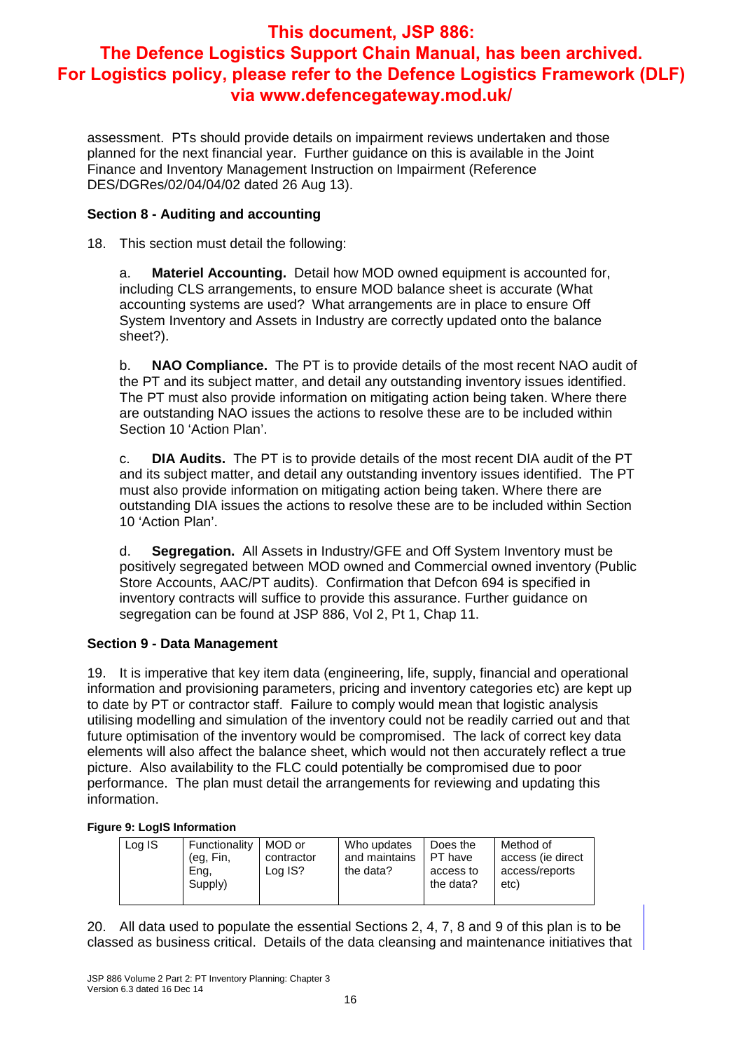assessment. PTs should provide details on impairment reviews undertaken and those planned for the next financial year. Further guidance on this is available in the Joint Finance and Inventory Management Instruction on Impairment (Reference DES/DGRes/02/04/04/02 dated 26 Aug 13).

**Section 8 - Auditing and accounting**

18. This section must detail the following:

a. **Materiel Accounting.** Detail how MOD owned equipment is accounted for, including CLS arrangements, to ensure MOD balance sheet is accurate (What accounting systems are used? What arrangements are in place to ensure Off System Inventory and Assets in Industry are correctly updated onto the balance sheet?).

b. **NAO Compliance.** The PT is to provide details of the most recent NAO audit of the PT and its subject matter, and detail any outstanding inventory issues identified. The PT must also provide information on mitigating action being taken. Where there are outstanding NAO issues the actions to resolve these are to be included within Section 10 'Action Plan'.

c. **DIA Audits.** The PT is to provide details of the most recent DIA audit of the PT and its subject matter, and detail any outstanding inventory issues identified. The PT must also provide information on mitigating action being taken. Where there are outstanding DIA issues the actions to resolve these are to be included within Section 10 'Action Plan'.

d. **Segregation.** All Assets in Industry/GFE and Off System Inventory must be positively segregated between MOD owned and Commercial owned inventory (Public Store Accounts, AAC/PT audits). Confirmation that Defcon 694 is specified in inventory contracts will suffice to provide this assurance. Further guidance on segregation can be found at JSP 886, Vol 2, Pt 1, Chap 11.

**Section 9 - Data Management**

19. It is imperative that key item data (engineering, life, supply, financial and operational information and provisioning parameters, pricing and inventory categories etc) are kept up to date by PT or contractor staff. Failure to comply would mean that logistic analysis utilising modelling and simulation of the inventory could not be readily carried out and that future optimisation of the inventory would be compromised. The lack of correct key data elements will also affect the balance sheet, which would not then accurately reflect a true picture. Also availability to the FLC could potentially be compromised due to poor performance. The plan must detail the arrangements for reviewing and updating this information.

**Figure 9: LogIS Information**

| Log IS | Functionality (eg, Fin, Eng, Supply) | MOD or contractor Log IS? | Who updates and maintains the data? | Does the PT have access to the data? | Method of access (ie direct access/reports etc) |
|---|---|---|---|---|---|

20. All data used to populate the essential Sections 2, 4, 7, 8 and 9 of this plan is to be classed as business critical. Details of the data cleansing and maintenance initiatives that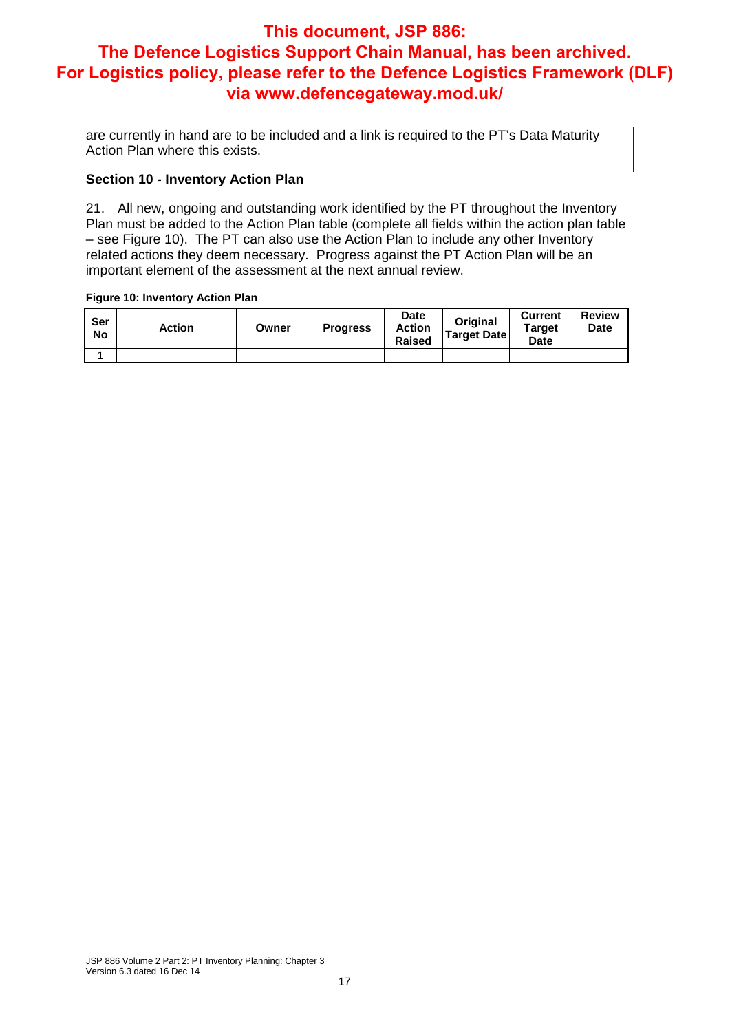**This document, JSP 886: The Defence Logistics Support Chain Manual, has been archived. For Logistics policy, please refer to the Defence Logistics Framework (DLF) via www.defencegateway.mod.uk/**

are currently in hand are to be included and a link is required to the PT's Data Maturity Action Plan where this exists.

### Section 10 - Inventory Action Plan

21. All new, ongoing and outstanding work identified by the PT throughout the Inventory Plan must be added to the Action Plan table (complete all fields within the action plan table – see Figure 10). The PT can also use the Action Plan to include any other Inventory related actions they deem necessary. Progress against the PT Action Plan will be an important element of the assessment at the next annual review.

**Figure 10: Inventory Action Plan**

| Ser No | Action | Owner | Progress | Date Action Raised | Original Target Date | Current Target Date | Review Date |
|---|---|---|---|---|---|---|---|
| 1 | | | | | | | |

JSP 886 Volume 2 Part 2: PT Inventory Planning: Chapter 3
Version 6.3 dated 16 Dec 14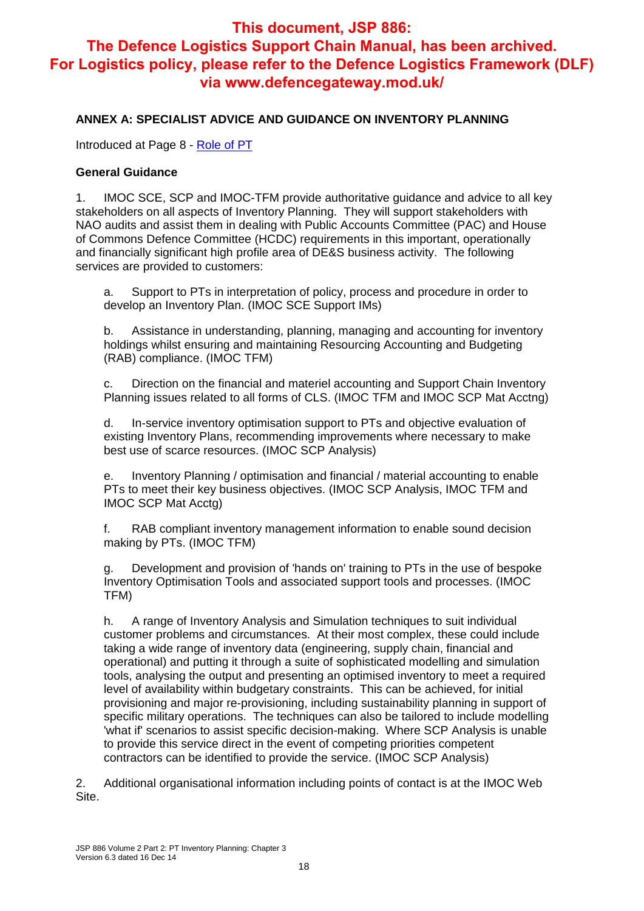**This document, JSP 886: The Defence Logistics Support Chain Manual, has been archived. For Logistics policy, please refer to the Defence Logistics Framework (DLF) via www.defencegateway.mod.uk/**

## ANNEX A: SPECIALIST ADVICE AND GUIDANCE ON INVENTORY PLANNING

Introduced at Page 8 - Role of PT

### General Guidance

1. IMOC SCE, SCP and IMOC-TFM provide authoritative guidance and advice to all key stakeholders on all aspects of Inventory Planning. They will support stakeholders with NAO audits and assist them in dealing with Public Accounts Committee (PAC) and House of Commons Defence Committee (HCDC) requirements in this important, operationally and financially significant high profile area of DE&S business activity. The following services are provided to customers:

   a. Support to PTs in interpretation of policy, process and procedure in order to develop an Inventory Plan. (IMOC SCE Support IMs)

   b. Assistance in understanding, planning, managing and accounting for inventory holdings whilst ensuring and maintaining Resourcing Accounting and Budgeting (RAB) compliance. (IMOC TFM)

   c. Direction on the financial and materiel accounting and Support Chain Inventory Planning issues related to all forms of CLS. (IMOC TFM and IMOC SCP Mat Acctng)

   d. In-service inventory optimisation support to PTs and objective evaluation of existing Inventory Plans, recommending improvements where necessary to make best use of scarce resources. (IMOC SCP Analysis)

   e. Inventory Planning / optimisation and financial / material accounting to enable PTs to meet their key business objectives. (IMOC SCP Analysis, IMOC TFM and IMOC SCP Mat Acctg)

   f. RAB compliant inventory management information to enable sound decision making by PTs. (IMOC TFM)

   g. Development and provision of 'hands on' training to PTs in the use of bespoke Inventory Optimisation Tools and associated support tools and processes. (IMOC TFM)

   h. A range of Inventory Analysis and Simulation techniques to suit individual customer problems and circumstances. At their most complex, these could include taking a wide range of inventory data (engineering, supply chain, financial and operational) and putting it through a suite of sophisticated modelling and simulation tools, analysing the output and presenting an optimised inventory to meet a required level of availability within budgetary constraints. This can be achieved, for initial provisioning and major re-provisioning, including sustainability planning in support of specific military operations. The techniques can also be tailored to include modelling 'what if' scenarios to assist specific decision-making. Where SCP Analysis is unable to provide this service direct in the event of competing priorities competent contractors can be identified to provide the service. (IMOC SCP Analysis)

2. Additional organisational information including points of contact is at the IMOC Web Site.

JSP 886 Volume 2 Part 2: PT Inventory Planning: Chapter 3
Version 6.3 dated 16 Dec 14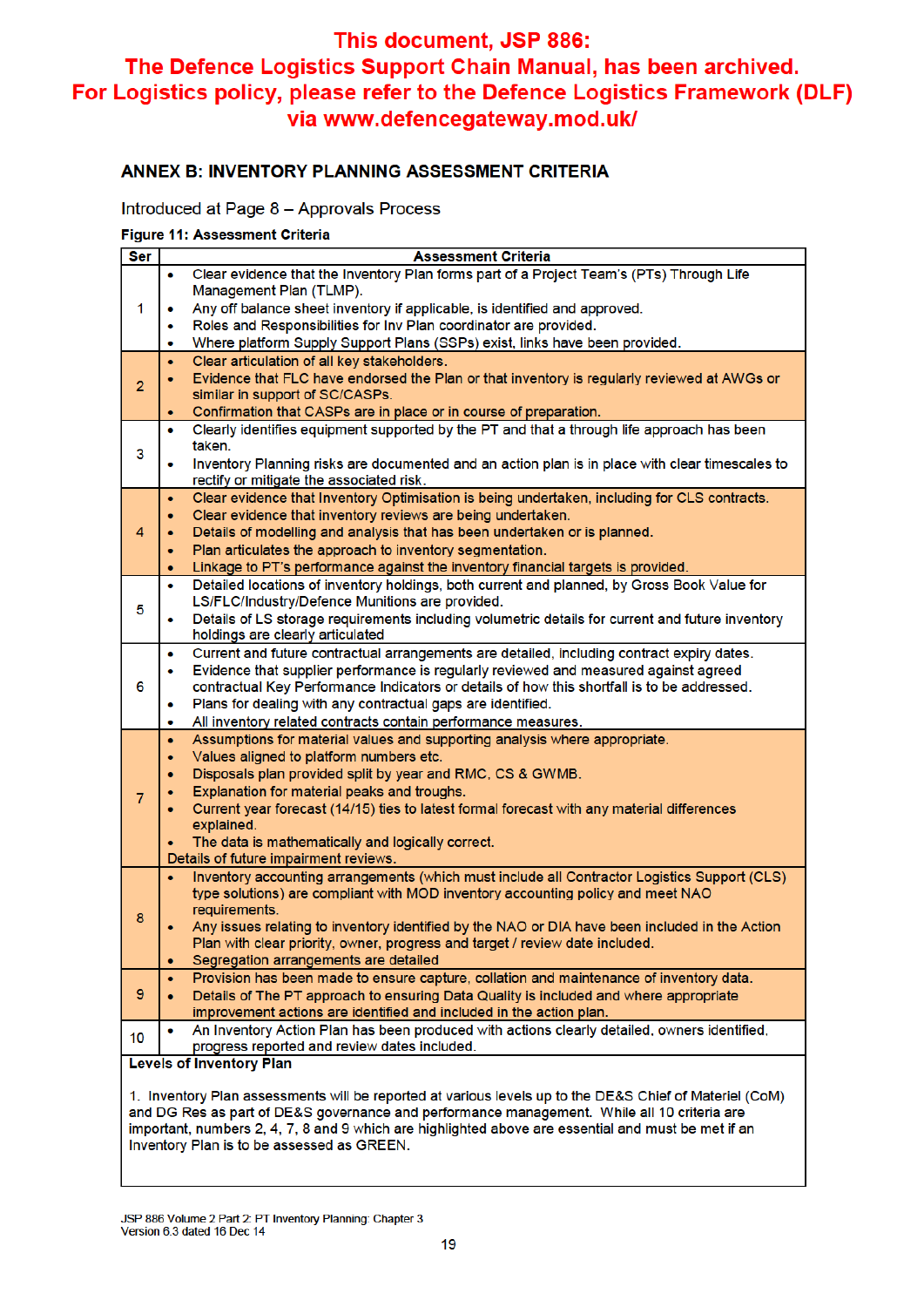**This document, JSP 886: The Defence Logistics Support Chain Manual, has been archived. For Logistics policy, please refer to the Defence Logistics Framework (DLF) via www.defencegateway.mod.uk/**

## ANNEX B: INVENTORY PLANNING ASSESSMENT CRITERIA

Introduced at Page 8 – Approvals Process

**Figure 11: Assessment Criteria**

| Ser | Assessment Criteria |
|---|---|
| 1 | • Clear evidence that the Inventory Plan forms part of a Project Team's (PTs) Through Life Management Plan (TLMP).<br>• Any off balance sheet inventory if applicable, is identified and approved.<br>• Roles and Responsibilities for Inv Plan coordinator are provided.<br>• Where platform Supply Support Plans (SSPs) exist, links have been provided. |
| 2 | • Clear articulation of all key stakeholders.<br>• Evidence that FLC have endorsed the Plan or that inventory is regularly reviewed at AWGs or similar in support of SC/CASPs.<br>• Confirmation that CASPs are in place or in course of preparation. |
| 3 | • Clearly identifies equipment supported by the PT and that a through life approach has been taken.<br>• Inventory Planning risks are documented and an action plan is in place with clear timescales to rectify or mitigate the associated risk. |
| 4 | • Clear evidence that Inventory Optimisation is being undertaken, including for CLS contracts.<br>• Clear evidence that inventory reviews are being undertaken.<br>• Details of modelling and analysis that has been undertaken or is planned.<br>• Plan articulates the approach to inventory segmentation.<br>• Linkage to PT's performance against the inventory financial targets is provided. |
| 5 | • Detailed locations of inventory holdings, both current and planned, by Gross Book Value for LS/FLC/Industry/Defence Munitions are provided.<br>• Details of LS storage requirements including volumetric details for current and future inventory holdings are clearly articulated |
| 6 | • Current and future contractual arrangements are detailed, including contract expiry dates.<br>• Evidence that supplier performance is regularly reviewed and measured against agreed contractual Key Performance Indicators or details of how this shortfall is to be addressed.<br>• Plans for dealing with any contractual gaps are identified.<br>• All inventory related contracts contain performance measures. |
| 7 | • Assumptions for material values and supporting analysis where appropriate.<br>• Values aligned to platform numbers etc.<br>• Disposals plan provided split by year and RMC, CS & GWMB.<br>• Explanation for material peaks and troughs.<br>• Current year forecast (14/15) ties to latest formal forecast with any material differences explained.<br>• The data is mathematically and logically correct.<br>Details of future impairment reviews. |
| 8 | • Inventory accounting arrangements (which must include all Contractor Logistics Support (CLS) type solutions) are compliant with MOD inventory accounting policy and meet NAO requirements.<br>• Any issues relating to inventory identified by the NAO or DIA have been included in the Action Plan with clear priority, owner, progress and target / review date included.<br>• Segregation arrangements are detailed |
| 9 | • Provision has been made to ensure capture, collation and maintenance of inventory data.<br>• Details of The PT approach to ensuring Data Quality is included and where appropriate improvement actions are identified and included in the action plan. |
| 10 | • An Inventory Action Plan has been produced with actions clearly detailed, owners identified, progress reported and review dates included. |

**Levels of Inventory Plan**

1. Inventory Plan assessments will be reported at various levels up to the DE&S Chief of Materiel (CoM) and DG Res as part of DE&S governance and performance management. While all 10 criteria are important, numbers 2, 4, 7, 8 and 9 which are highlighted above are essential and must be met if an Inventory Plan is to be assessed as GREEN.

JSP 886 Volume 2 Part 2: PT Inventory Planning: Chapter 3
Version 6.3 dated 16 Dec 14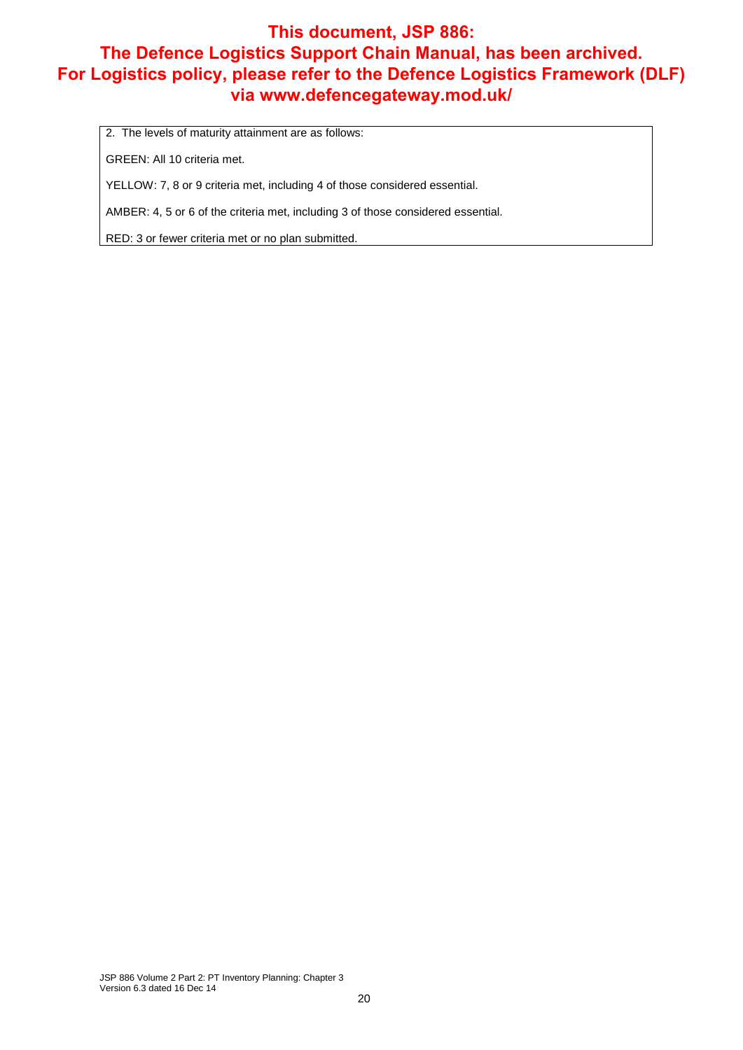**This document, JSP 886: The Defence Logistics Support Chain Manual, has been archived. For Logistics policy, please refer to the Defence Logistics Framework (DLF) via www.defencegateway.mod.uk/**

2. The levels of maturity attainment are as follows:

GREEN: All 10 criteria met.

YELLOW: 7, 8 or 9 criteria met, including 4 of those considered essential.

AMBER: 4, 5 or 6 of the criteria met, including 3 of those considered essential.

RED: 3 or fewer criteria met or no plan submitted.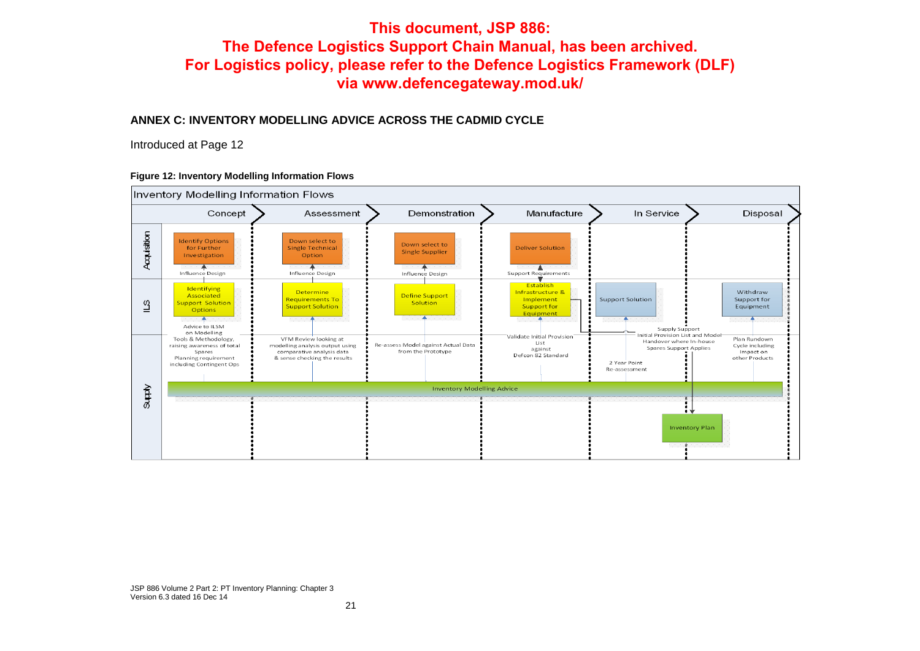**This document, JSP 886:**
**The Defence Logistics Support Chain Manual, has been archived.**
**For Logistics policy, please refer to the Defence Logistics Framework (DLF)**
**via www.defencegateway.mod.uk/**

## ANNEX C: INVENTORY MODELLING ADVICE ACROSS THE CADMID CYCLE

Introduced at Page 12

**Figure 12: Inventory Modelling Information Flows**

Inventory Modelling Information Flows

| | Concept | Assessment | Demonstration | Manufacture | In Service | Disposal |
|---|---|---|---|---|---|---|
| Acquisition | Identify Options for Further Investigation<br>Influence Design | Down select to Single Technical Option<br>Influence Design | Down select to Single Supplier<br>Influence Design | Deliver Solution<br>Support Requirements | | |
| ILS | Identifying Associated Support Solution Options<br>Advice to ILSM on Modelling | Determine Requirements To Support Solution | Define Support Solution | Establish Infrastructure & Implement Support for Equipment | Support Solution<br>Supply Support Initial Provision List and Model Handover where In-house Spares Support Applies | Withdraw Support for Equipment |
| Supply | Tools & Methodology, raising awareness of total Spares Planning requirement including Contingent Ops | VFM Review looking at modelling analysis output using comparative analysis data & sense checking the results | Re-assess Model against Actual Data from the Prototype | Validate Initial Provision List against Defcon 82 Standard | 2 Year Point Re-assessment<br>Inventory Plan | Plan Rundown Cycle including Impact on other Products |

Inventory Modelling Advice

JSP 886 Volume 2 Part 2: PT Inventory Planning: Chapter 3
Version 6.3 dated 16 Dec 14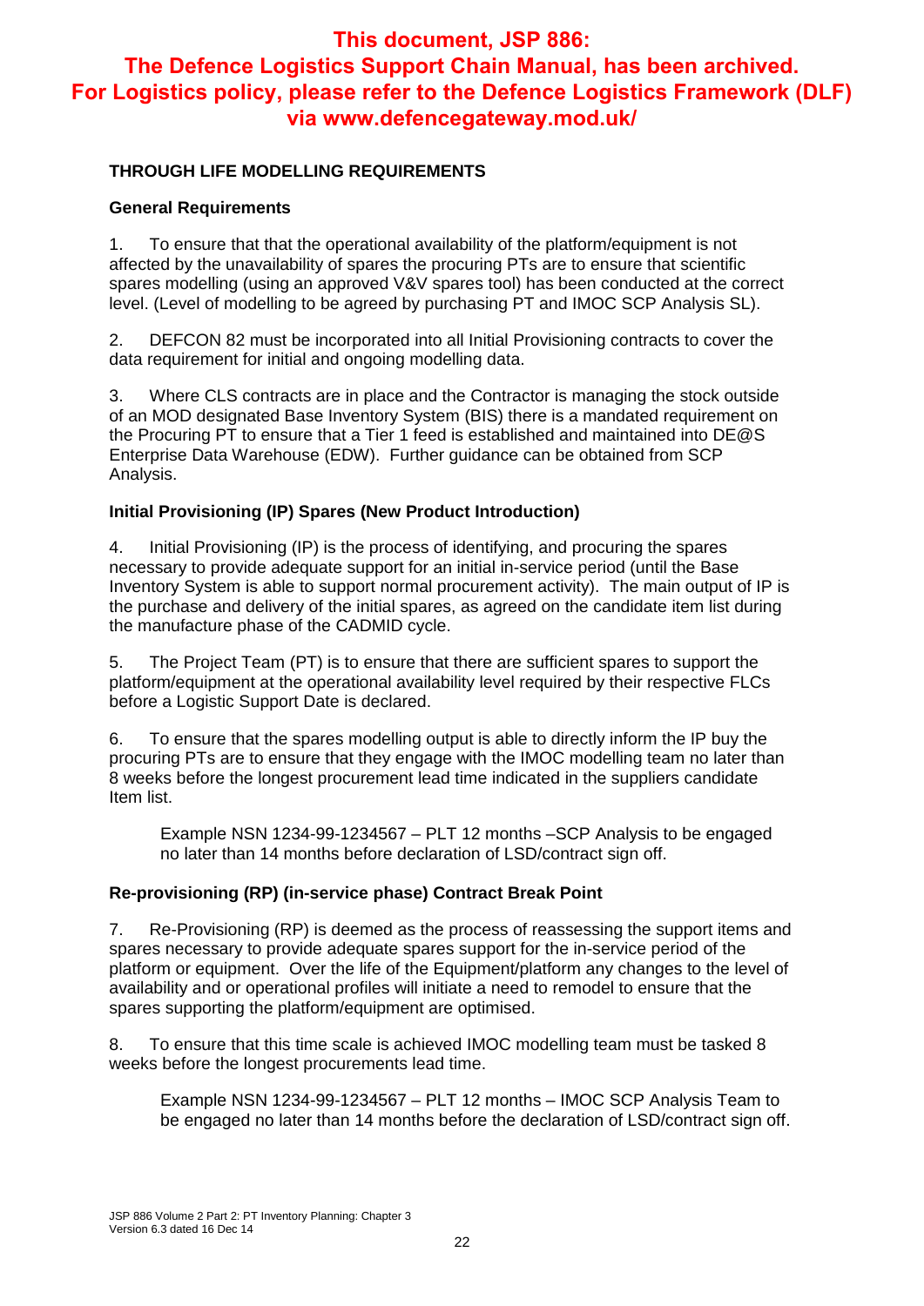**This document, JSP 886: The Defence Logistics Support Chain Manual, has been archived. For Logistics policy, please refer to the Defence Logistics Framework (DLF) via www.defencegateway.mod.uk/**

## THROUGH LIFE MODELLING REQUIREMENTS

### General Requirements

1. To ensure that that the operational availability of the platform/equipment is not affected by the unavailability of spares the procuring PTs are to ensure that scientific spares modelling (using an approved V&V spares tool) has been conducted at the correct level. (Level of modelling to be agreed by purchasing PT and IMOC SCP Analysis SL).

2. DEFCON 82 must be incorporated into all Initial Provisioning contracts to cover the data requirement for initial and ongoing modelling data.

3. Where CLS contracts are in place and the Contractor is managing the stock outside of an MOD designated Base Inventory System (BIS) there is a mandated requirement on the Procuring PT to ensure that a Tier 1 feed is established and maintained into DE@S Enterprise Data Warehouse (EDW). Further guidance can be obtained from SCP Analysis.

### Initial Provisioning (IP) Spares (New Product Introduction)

4. Initial Provisioning (IP) is the process of identifying, and procuring the spares necessary to provide adequate support for an initial in-service period (until the Base Inventory System is able to support normal procurement activity). The main output of IP is the purchase and delivery of the initial spares, as agreed on the candidate item list during the manufacture phase of the CADMID cycle.

5. The Project Team (PT) is to ensure that there are sufficient spares to support the platform/equipment at the operational availability level required by their respective FLCs before a Logistic Support Date is declared.

6. To ensure that the spares modelling output is able to directly inform the IP buy the procuring PTs are to ensure that they engage with the IMOC modelling team no later than 8 weeks before the longest procurement lead time indicated in the suppliers candidate Item list.

> Example NSN 1234-99-1234567 – PLT 12 months –SCP Analysis to be engaged no later than 14 months before declaration of LSD/contract sign off.

### Re-provisioning (RP) (in-service phase) Contract Break Point

7. Re-Provisioning (RP) is deemed as the process of reassessing the support items and spares necessary to provide adequate spares support for the in-service period of the platform or equipment. Over the life of the Equipment/platform any changes to the level of availability and or operational profiles will initiate a need to remodel to ensure that the spares supporting the platform/equipment are optimised.

8. To ensure that this time scale is achieved IMOC modelling team must be tasked 8 weeks before the longest procurements lead time.

> Example NSN 1234-99-1234567 – PLT 12 months – IMOC SCP Analysis Team to be engaged no later than 14 months before the declaration of LSD/contract sign off.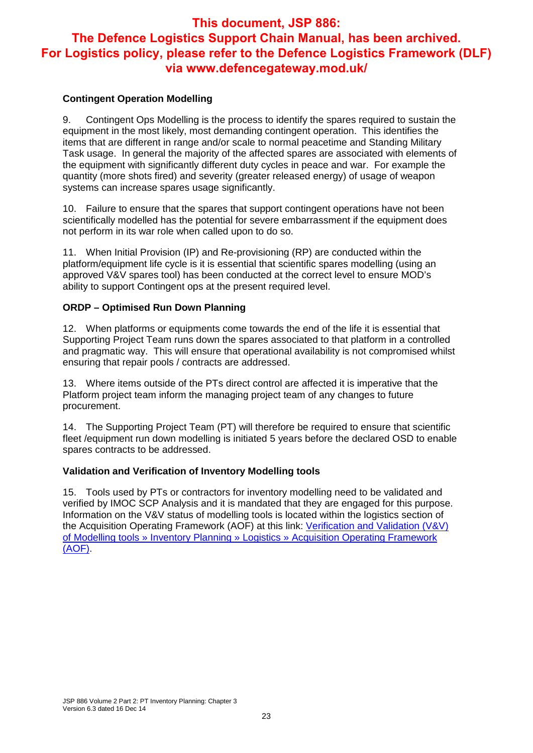**This document, JSP 886: The Defence Logistics Support Chain Manual, has been archived. For Logistics policy, please refer to the Defence Logistics Framework (DLF) via www.defencegateway.mod.uk/**

### Contingent Operation Modelling

9. Contingent Ops Modelling is the process to identify the spares required to sustain the equipment in the most likely, most demanding contingent operation. This identifies the items that are different in range and/or scale to normal peacetime and Standing Military Task usage. In general the majority of the affected spares are associated with elements of the equipment with significantly different duty cycles in peace and war. For example the quantity (more shots fired) and severity (greater released energy) of usage of weapon systems can increase spares usage significantly.

10. Failure to ensure that the spares that support contingent operations have not been scientifically modelled has the potential for severe embarrassment if the equipment does not perform in its war role when called upon to do so.

11. When Initial Provision (IP) and Re-provisioning (RP) are conducted within the platform/equipment life cycle is it is essential that scientific spares modelling (using an approved V&V spares tool) has been conducted at the correct level to ensure MOD's ability to support Contingent ops at the present required level.

### ORDP – Optimised Run Down Planning

12. When platforms or equipments come towards the end of the life it is essential that Supporting Project Team runs down the spares associated to that platform in a controlled and pragmatic way. This will ensure that operational availability is not compromised whilst ensuring that repair pools / contracts are addressed.

13. Where items outside of the PTs direct control are affected it is imperative that the Platform project team inform the managing project team of any changes to future procurement.

14. The Supporting Project Team (PT) will therefore be required to ensure that scientific fleet /equipment run down modelling is initiated 5 years before the declared OSD to enable spares contracts to be addressed.

### Validation and Verification of Inventory Modelling tools

15. Tools used by PTs or contractors for inventory modelling need to be validated and verified by IMOC SCP Analysis and it is mandated that they are engaged for this purpose. Information on the V&V status of modelling tools is located within the logistics section of the Acquisition Operating Framework (AOF) at this link: [Verification and Validation (V&V) of Modelling tools » Inventory Planning » Logistics » Acquisition Operating Framework (AOF)].

JSP 886 Volume 2 Part 2: PT Inventory Planning: Chapter 3
Version 6.3 dated 16 Dec 14